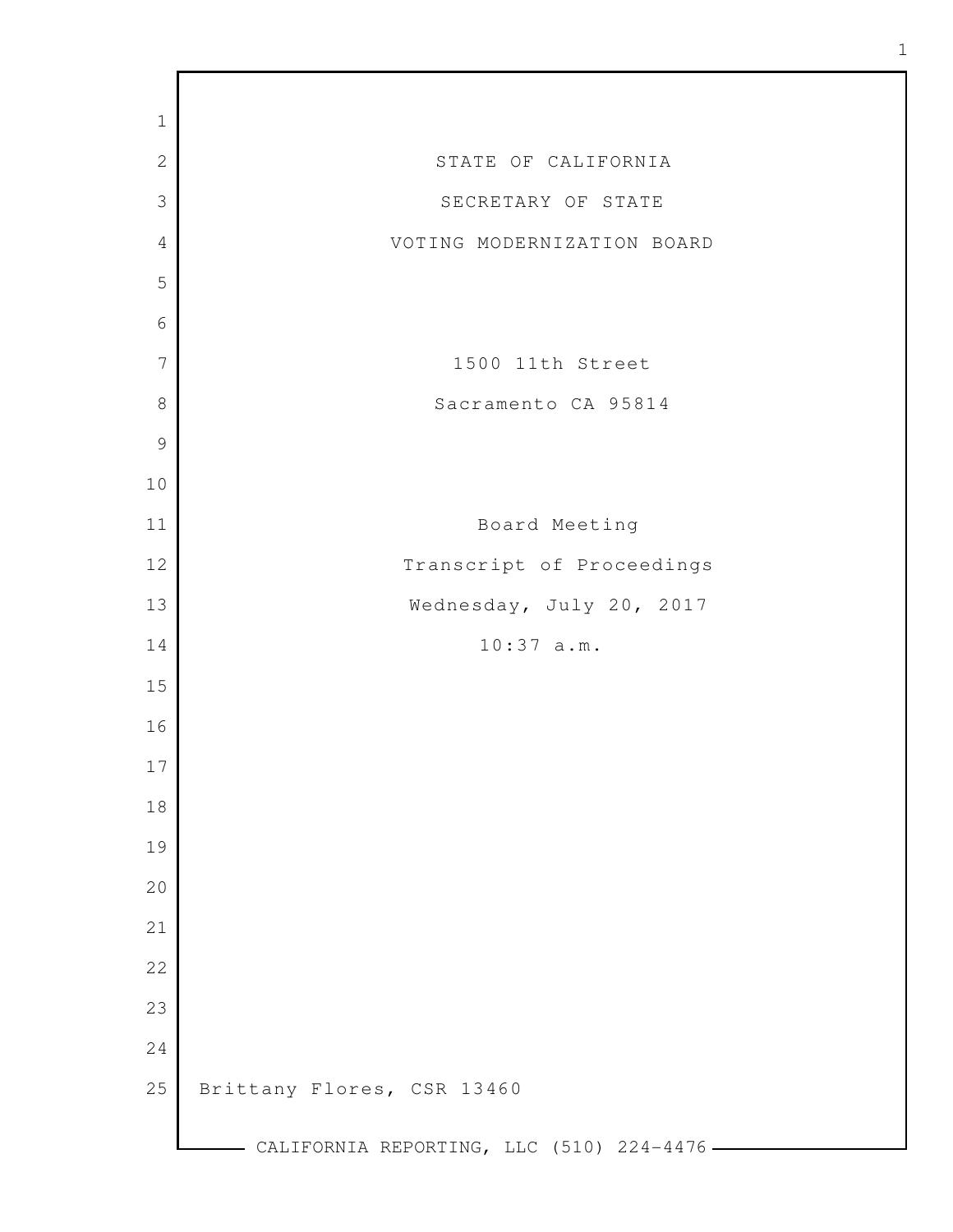STATE OF CALIFORNIA

SECRETARY OF STATE

VOTING MODERNIZATION BOARD

1500 11th Street

Sacramento CA 95814

Board Meeting

Transcript of Proceedings

Wednesday, July 20, 2017

10:37 a.m.

Brittany Flores, CSR 13460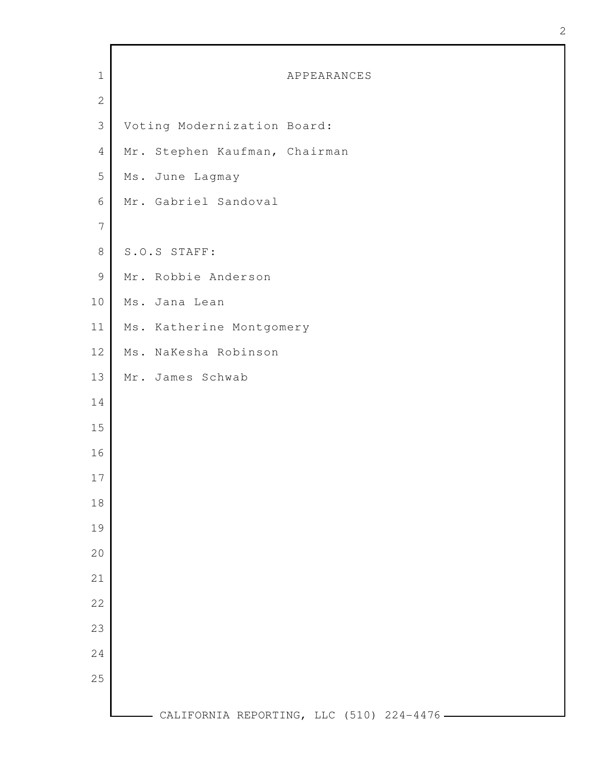# APPEARANCES

Voting Modernization Board:

Mr. Stephen Kaufman, Chairman

Ms. June Lagmay

Mr. Gabriel Sandoval

S.O.S STAFF:

Mr. Robbie Anderson

Ms. Jana Lean

Ms. Katherine Montgomery

Ms. NaKesha Robinson

Mr. James Schwab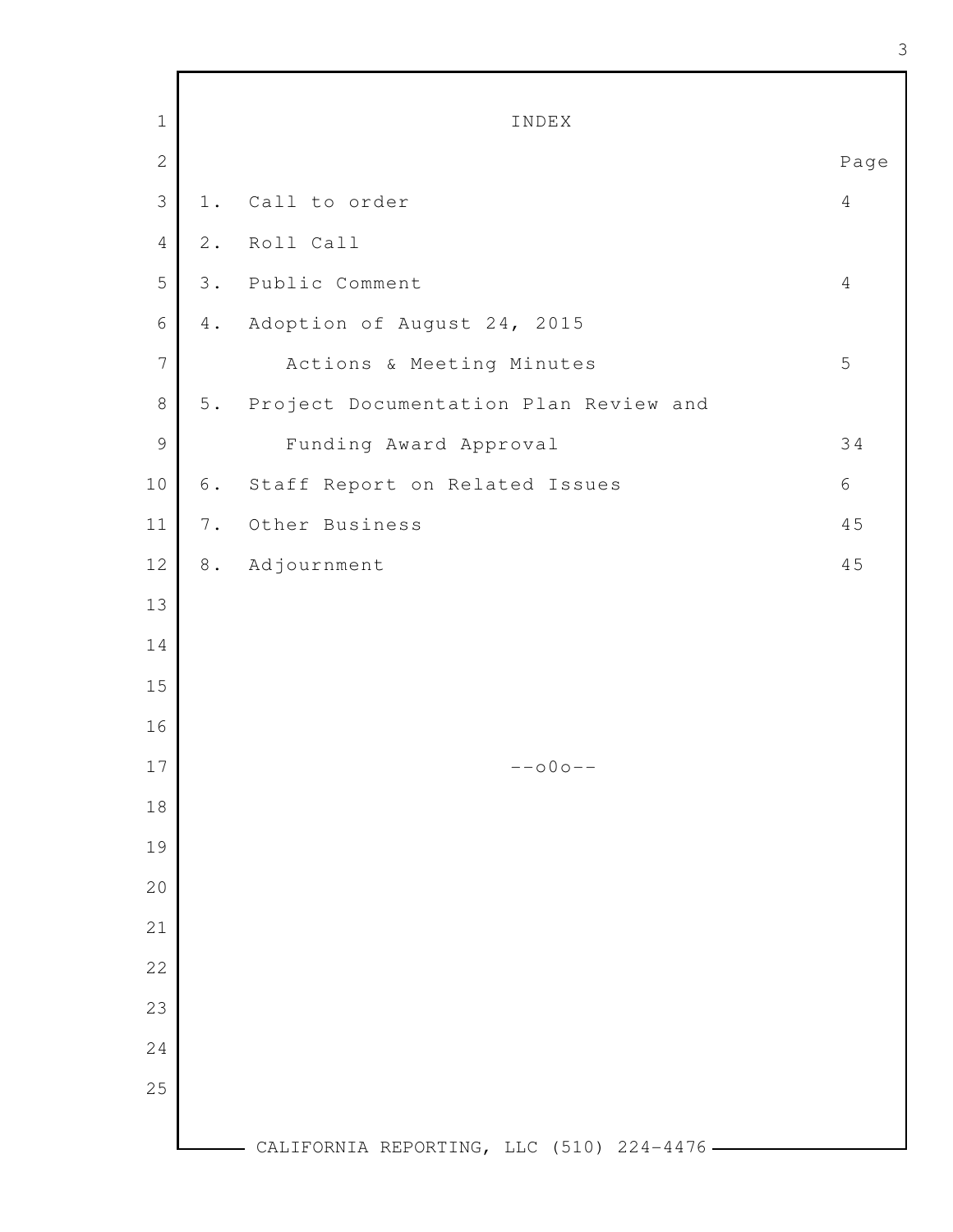# INDEX

| | | Page |
|---|---|---|
| 1. | Call to order | 4 |
| 2. | Roll Call | |
| 3. | Public Comment | 4 |
| 4. | Adoption of August 24, 2015 Actions & Meeting Minutes | 5 |
| 5. | Project Documentation Plan Review and Funding Award Approval | 34 |
| 6. | Staff Report on Related Issues | 6 |
| 7. | Other Business | 45 |
| 8. | Adjournment | 45 |

--o0o--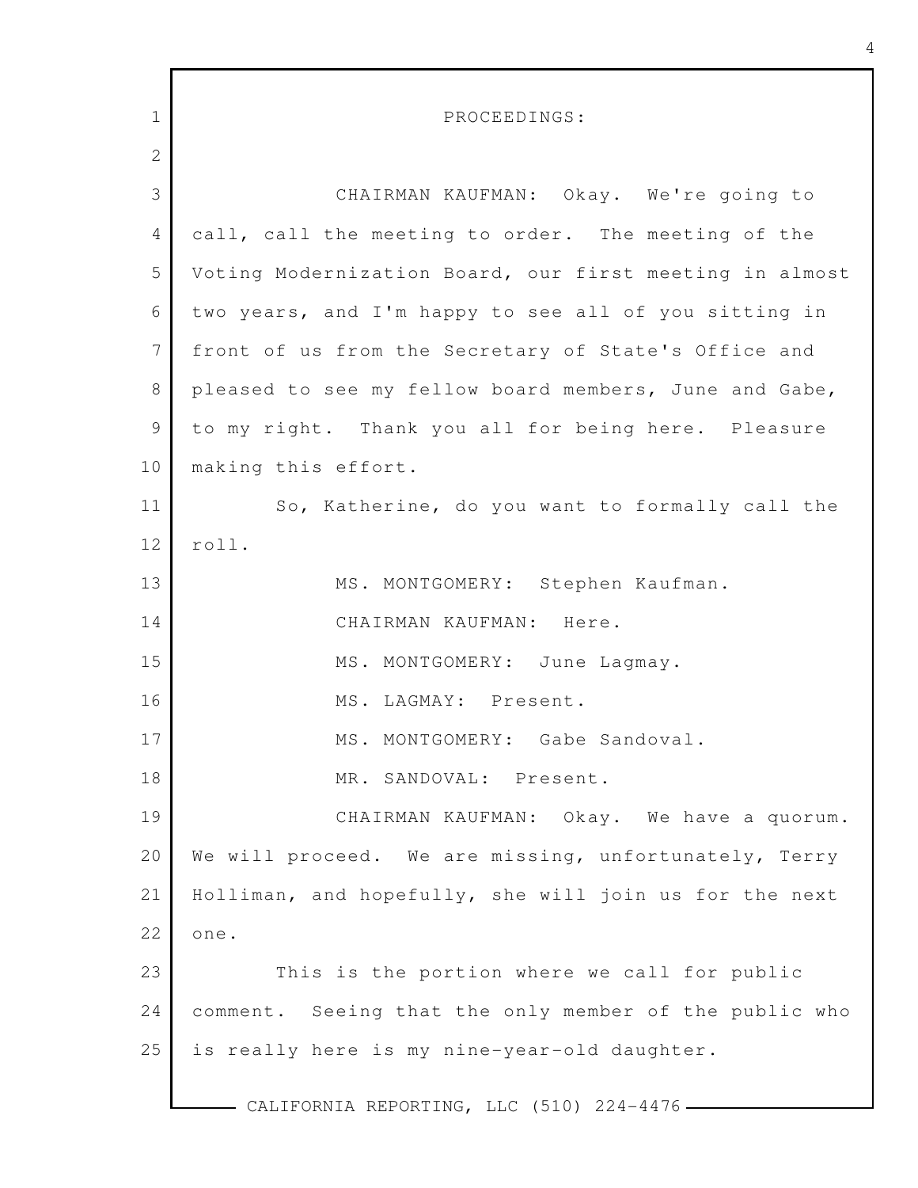PROCEEDINGS:

CHAIRMAN KAUFMAN: Okay. We're going to call, call the meeting to order. The meeting of the Voting Modernization Board, our first meeting in almost two years, and I'm happy to see all of you sitting in front of us from the Secretary of State's Office and pleased to see my fellow board members, June and Gabe, to my right. Thank you all for being here. Pleasure making this effort.

So, Katherine, do you want to formally call the roll.

MS. MONTGOMERY: Stephen Kaufman.

CHAIRMAN KAUFMAN: Here.

MS. MONTGOMERY: June Lagmay.

MS. LAGMAY: Present.

MS. MONTGOMERY: Gabe Sandoval.

MR. SANDOVAL: Present.

CHAIRMAN KAUFMAN: Okay. We have a quorum. We will proceed. We are missing, unfortunately, Terry Holliman, and hopefully, she will join us for the next one.

This is the portion where we call for public comment. Seeing that the only member of the public who is really here is my nine-year-old daughter.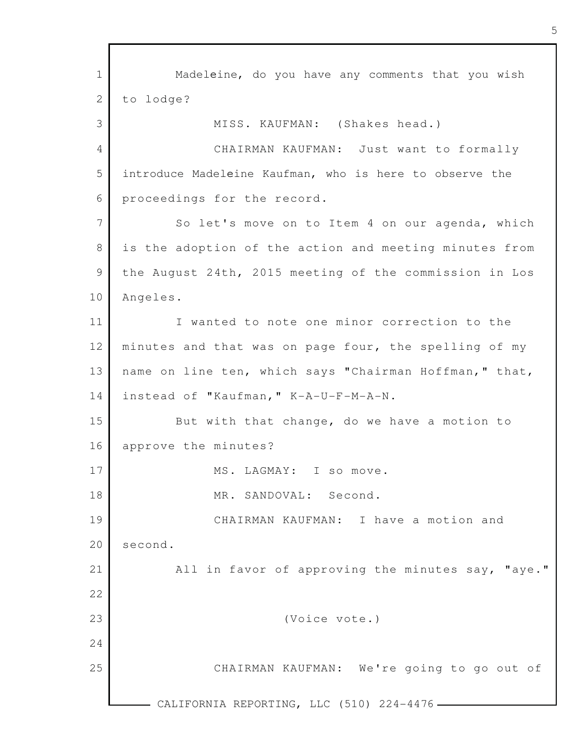Madeleine, do you have any comments that you wish to lodge?

MISS. KAUFMAN: (Shakes head.)

CHAIRMAN KAUFMAN: Just want to formally introduce Madeleine Kaufman, who is here to observe the proceedings for the record.

So let's move on to Item 4 on our agenda, which is the adoption of the action and meeting minutes from the August 24th, 2015 meeting of the commission in Los Angeles.

I wanted to note one minor correction to the minutes and that was on page four, the spelling of my name on line ten, which says "Chairman Hoffman," that, instead of "Kaufman," K-A-U-F-M-A-N.

But with that change, do we have a motion to approve the minutes?

MS. LAGMAY: I so move.

MR. SANDOVAL: Second.

CHAIRMAN KAUFMAN: I have a motion and second.

All in favor of approving the minutes say, "aye."

(Voice vote.)

CHAIRMAN KAUFMAN: We're going to go out of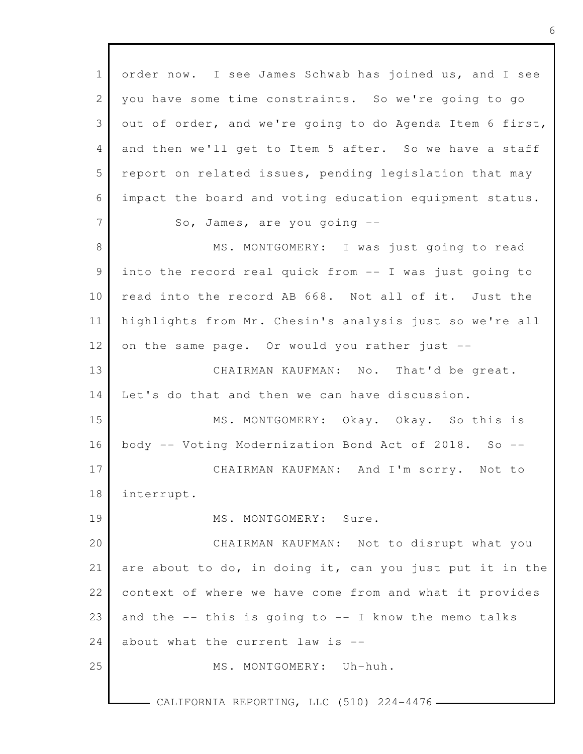order now. I see James Schwab has joined us, and I see you have some time constraints. So we're going to go out of order, and we're going to do Agenda Item 6 first, and then we'll get to Item 5 after. So we have a staff report on related issues, pending legislation that may impact the board and voting education equipment status.

So, James, are you going --

MS. MONTGOMERY: I was just going to read into the record real quick from -- I was just going to read into the record AB 668. Not all of it. Just the highlights from Mr. Chesin's analysis just so we're all on the same page. Or would you rather just --

CHAIRMAN KAUFMAN: No. That'd be great. Let's do that and then we can have discussion.

MS. MONTGOMERY: Okay. Okay. So this is body -- Voting Modernization Bond Act of 2018. So --

CHAIRMAN KAUFMAN: And I'm sorry. Not to interrupt.

MS. MONTGOMERY: Sure.

CHAIRMAN KAUFMAN: Not to disrupt what you are about to do, in doing it, can you just put it in the context of where we have come from and what it provides and the -- this is going to -- I know the memo talks about what the current law is --

MS. MONTGOMERY: Uh-huh.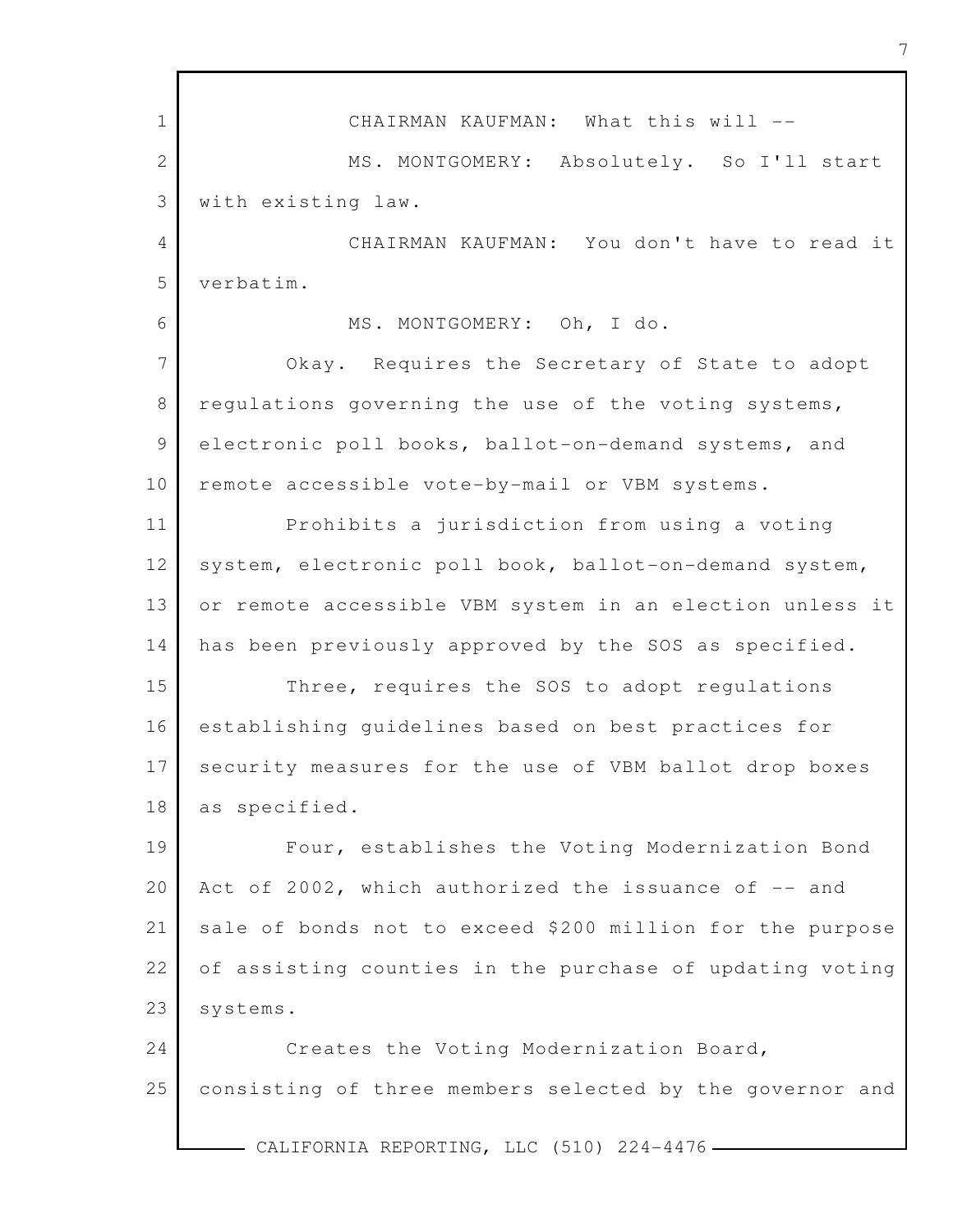CHAIRMAN KAUFMAN: What this will --

MS. MONTGOMERY: Absolutely. So I'll start with existing law.

CHAIRMAN KAUFMAN: You don't have to read it verbatim.

MS. MONTGOMERY: Oh, I do.

Okay. Requires the Secretary of State to adopt regulations governing the use of the voting systems, electronic poll books, ballot-on-demand systems, and remote accessible vote-by-mail or VBM systems.

Prohibits a jurisdiction from using a voting system, electronic poll book, ballot-on-demand system, or remote accessible VBM system in an election unless it has been previously approved by the SOS as specified.

Three, requires the SOS to adopt regulations establishing guidelines based on best practices for security measures for the use of VBM ballot drop boxes as specified.

Four, establishes the Voting Modernization Bond Act of 2002, which authorized the issuance of -- and sale of bonds not to exceed $200 million for the purpose of assisting counties in the purchase of updating voting systems.

Creates the Voting Modernization Board, consisting of three members selected by the governor and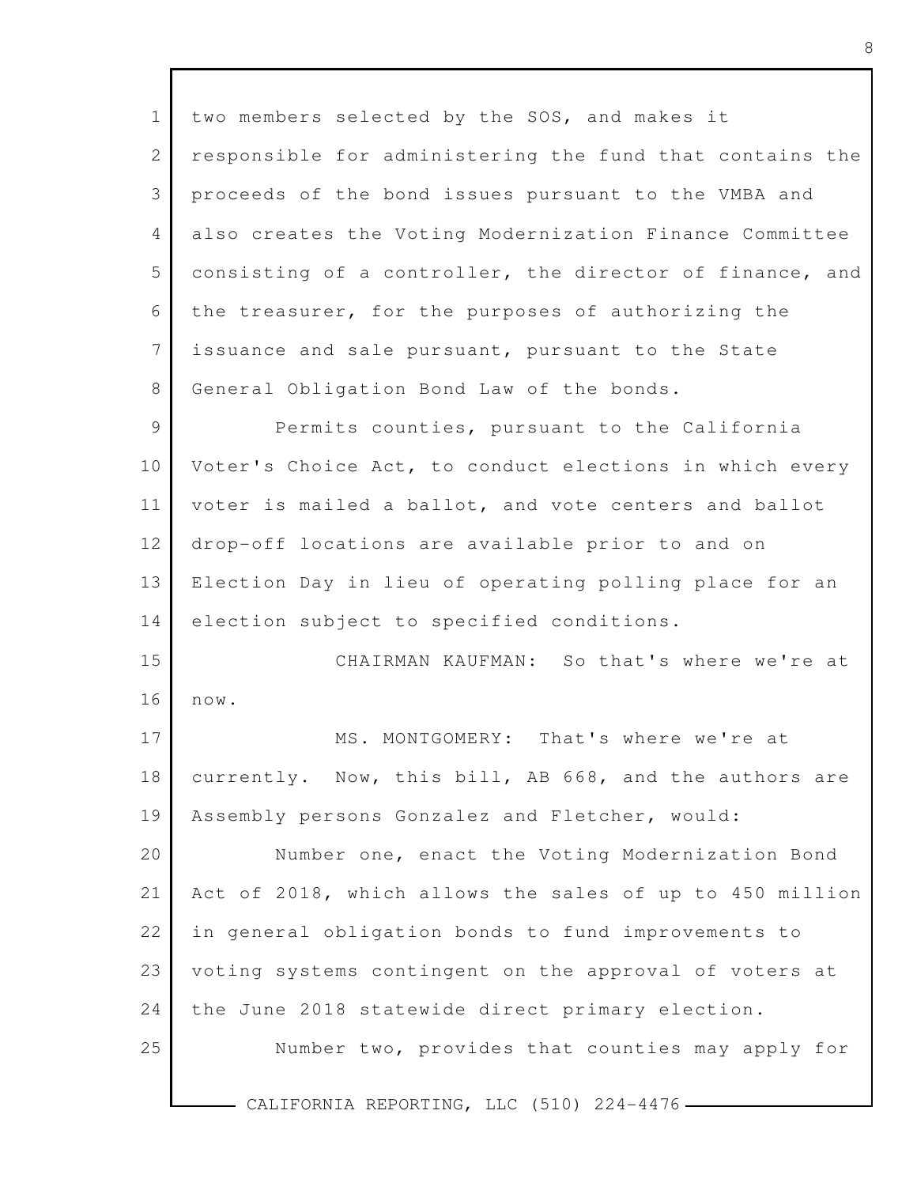two members selected by the SOS, and makes it responsible for administering the fund that contains the proceeds of the bond issues pursuant to the VMBA and also creates the Voting Modernization Finance Committee consisting of a controller, the director of finance, and the treasurer, for the purposes of authorizing the issuance and sale pursuant, pursuant to the State General Obligation Bond Law of the bonds.

Permits counties, pursuant to the California Voter's Choice Act, to conduct elections in which every voter is mailed a ballot, and vote centers and ballot drop-off locations are available prior to and on Election Day in lieu of operating polling place for an election subject to specified conditions.

CHAIRMAN KAUFMAN: So that's where we're at now.

MS. MONTGOMERY: That's where we're at currently. Now, this bill, AB 668, and the authors are Assembly persons Gonzalez and Fletcher, would:

Number one, enact the Voting Modernization Bond Act of 2018, which allows the sales of up to 450 million in general obligation bonds to fund improvements to voting systems contingent on the approval of voters at the June 2018 statewide direct primary election.

Number two, provides that counties may apply for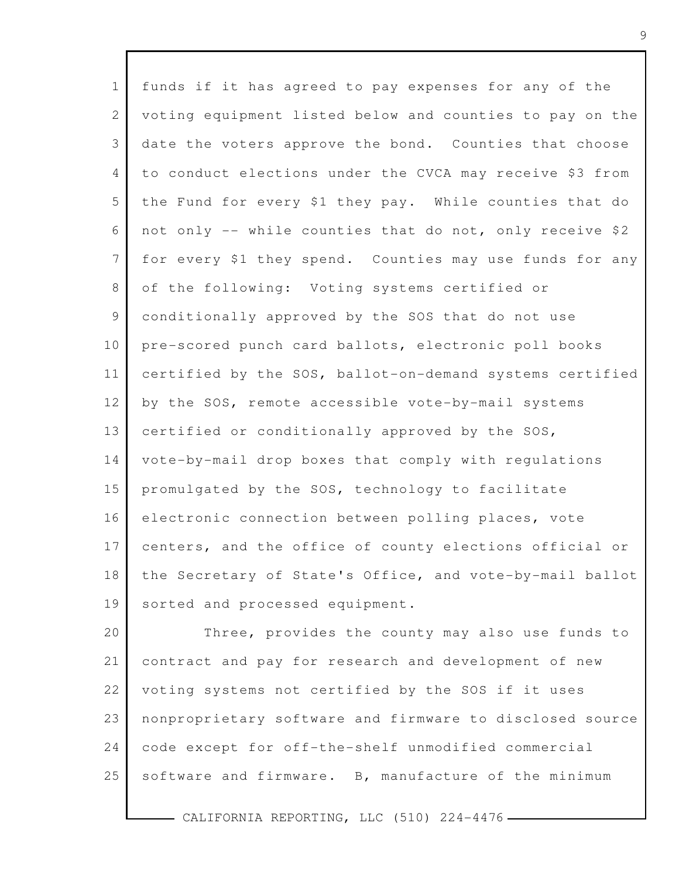funds if it has agreed to pay expenses for any of the voting equipment listed below and counties to pay on the date the voters approve the bond. Counties that choose to conduct elections under the CVCA may receive $3 from the Fund for every $1 they pay. While counties that do not only -- while counties that do not, only receive $2 for every $1 they spend. Counties may use funds for any of the following: Voting systems certified or conditionally approved by the SOS that do not use pre-scored punch card ballots, electronic poll books certified by the SOS, ballot-on-demand systems certified by the SOS, remote accessible vote-by-mail systems certified or conditionally approved by the SOS, vote-by-mail drop boxes that comply with regulations promulgated by the SOS, technology to facilitate electronic connection between polling places, vote centers, and the office of county elections official or the Secretary of State's Office, and vote-by-mail ballot sorted and processed equipment.

Three, provides the county may also use funds to contract and pay for research and development of new voting systems not certified by the SOS if it uses nonproprietary software and firmware to disclosed source code except for off-the-shelf unmodified commercial software and firmware. B, manufacture of the minimum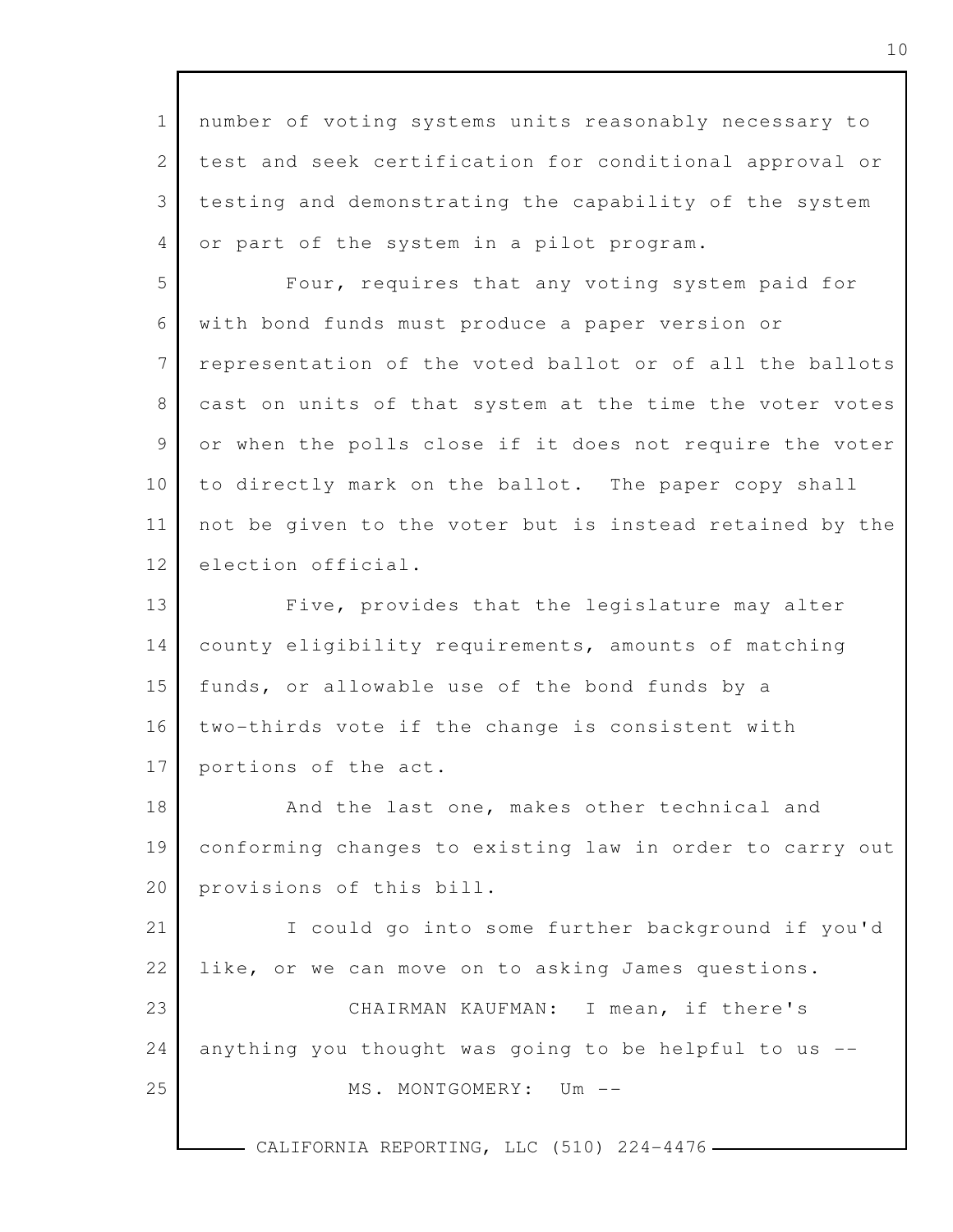number of voting systems units reasonably necessary to test and seek certification for conditional approval or testing and demonstrating the capability of the system or part of the system in a pilot program.

Four, requires that any voting system paid for with bond funds must produce a paper version or representation of the voted ballot or of all the ballots cast on units of that system at the time the voter votes or when the polls close if it does not require the voter to directly mark on the ballot. The paper copy shall not be given to the voter but is instead retained by the election official.

Five, provides that the legislature may alter county eligibility requirements, amounts of matching funds, or allowable use of the bond funds by a two-thirds vote if the change is consistent with portions of the act.

And the last one, makes other technical and conforming changes to existing law in order to carry out provisions of this bill.

I could go into some further background if you'd like, or we can move on to asking James questions.

CHAIRMAN KAUFMAN: I mean, if there's anything you thought was going to be helpful to us --

MS. MONTGOMERY: Um --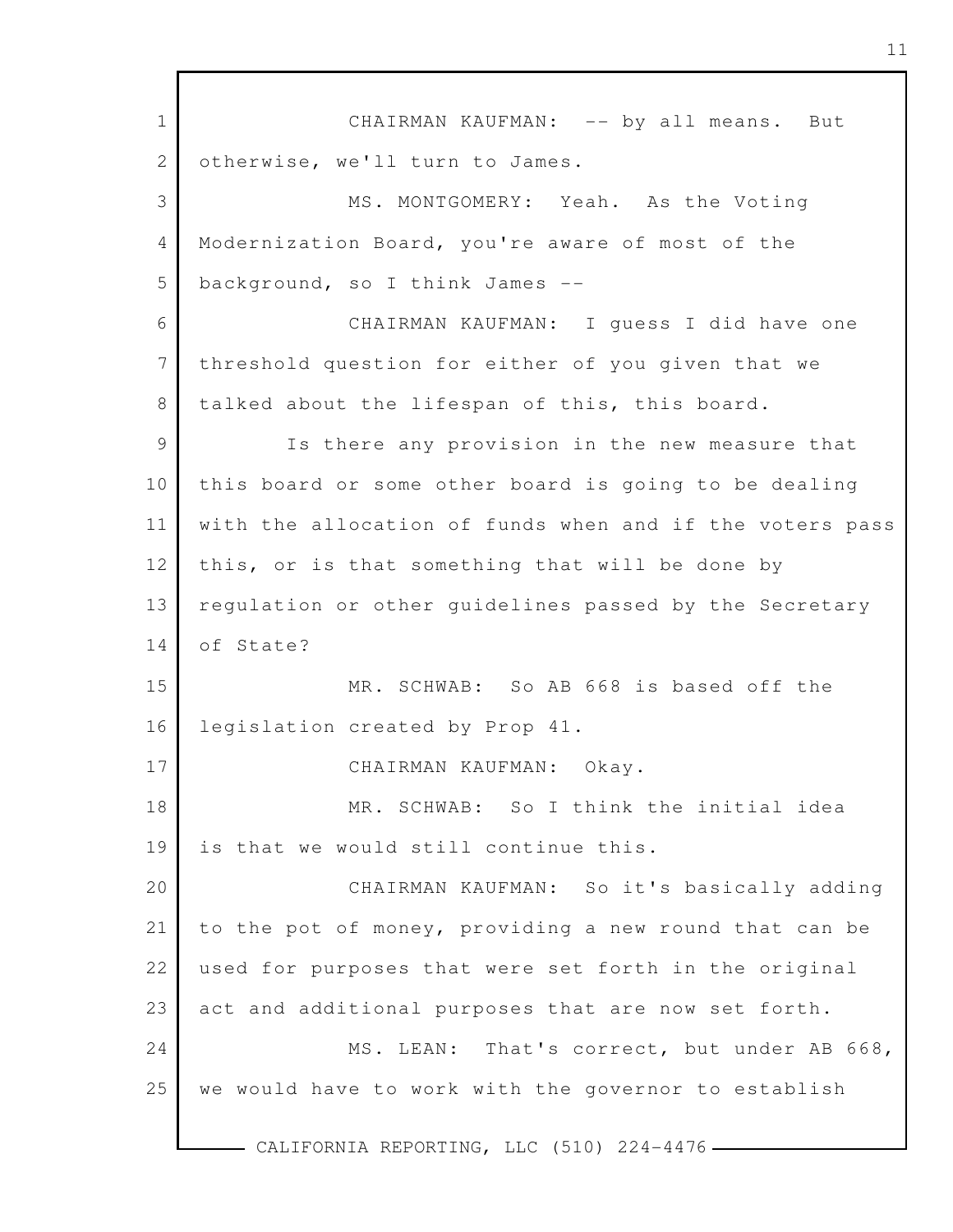CHAIRMAN KAUFMAN: -- by all means. But otherwise, we'll turn to James.

MS. MONTGOMERY: Yeah. As the Voting Modernization Board, you're aware of most of the background, so I think James --

CHAIRMAN KAUFMAN: I guess I did have one threshold question for either of you given that we talked about the lifespan of this, this board.

Is there any provision in the new measure that this board or some other board is going to be dealing with the allocation of funds when and if the voters pass this, or is that something that will be done by regulation or other guidelines passed by the Secretary of State?

MR. SCHWAB: So AB 668 is based off the legislation created by Prop 41.

CHAIRMAN KAUFMAN: Okay.

MR. SCHWAB: So I think the initial idea is that we would still continue this.

CHAIRMAN KAUFMAN: So it's basically adding to the pot of money, providing a new round that can be used for purposes that were set forth in the original act and additional purposes that are now set forth.

MS. LEAN: That's correct, but under AB 668, we would have to work with the governor to establish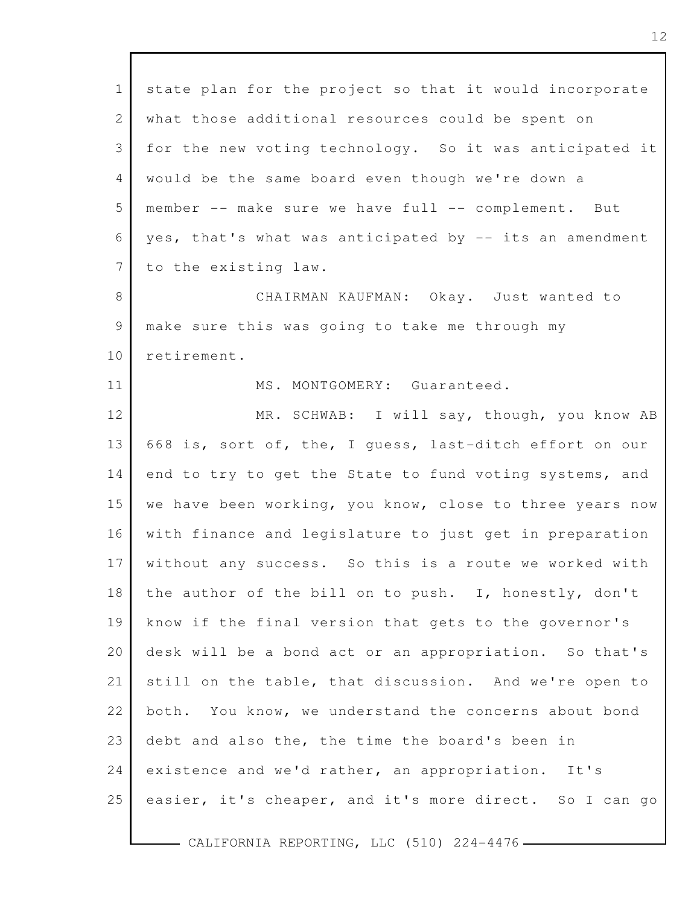state plan for the project so that it would incorporate what those additional resources could be spent on for the new voting technology. So it was anticipated it would be the same board even though we're down a member -- make sure we have full -- complement. But yes, that's what was anticipated by -- its an amendment to the existing law.

CHAIRMAN KAUFMAN: Okay. Just wanted to make sure this was going to take me through my retirement.

MS. MONTGOMERY: Guaranteed.

MR. SCHWAB: I will say, though, you know AB 668 is, sort of, the, I guess, last-ditch effort on our end to try to get the State to fund voting systems, and we have been working, you know, close to three years now with finance and legislature to just get in preparation without any success. So this is a route we worked with the author of the bill on to push. I, honestly, don't know if the final version that gets to the governor's desk will be a bond act or an appropriation. So that's still on the table, that discussion. And we're open to both. You know, we understand the concerns about bond debt and also the, the time the board's been in existence and we'd rather, an appropriation. It's easier, it's cheaper, and it's more direct. So I can go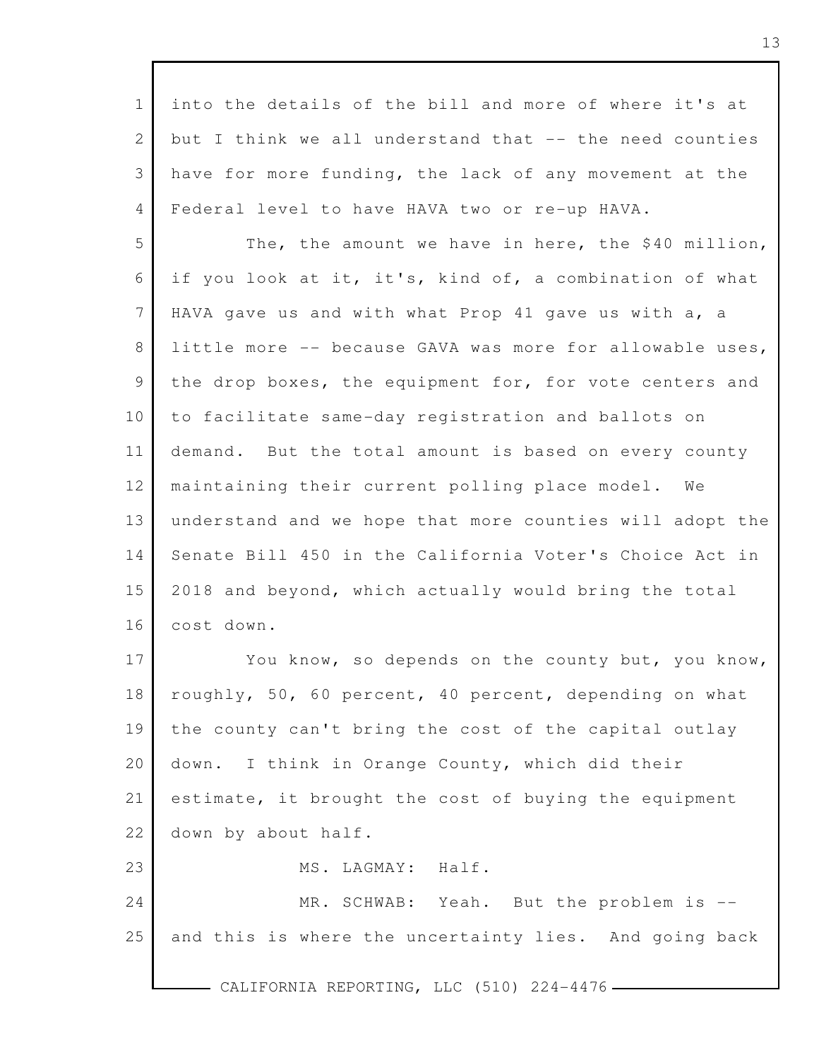into the details of the bill and more of where it's at but I think we all understand that -- the need counties have for more funding, the lack of any movement at the Federal level to have HAVA two or re-up HAVA.

The, the amount we have in here, the $40 million, if you look at it, it's, kind of, a combination of what HAVA gave us and with what Prop 41 gave us with a, a little more -- because GAVA was more for allowable uses, the drop boxes, the equipment for, for vote centers and to facilitate same-day registration and ballots on demand. But the total amount is based on every county maintaining their current polling place model. We understand and we hope that more counties will adopt the Senate Bill 450 in the California Voter's Choice Act in 2018 and beyond, which actually would bring the total cost down.

You know, so depends on the county but, you know, roughly, 50, 60 percent, 40 percent, depending on what the county can't bring the cost of the capital outlay down. I think in Orange County, which did their estimate, it brought the cost of buying the equipment down by about half.

MS. LAGMAY: Half.

MR. SCHWAB: Yeah. But the problem is -- and this is where the uncertainty lies. And going back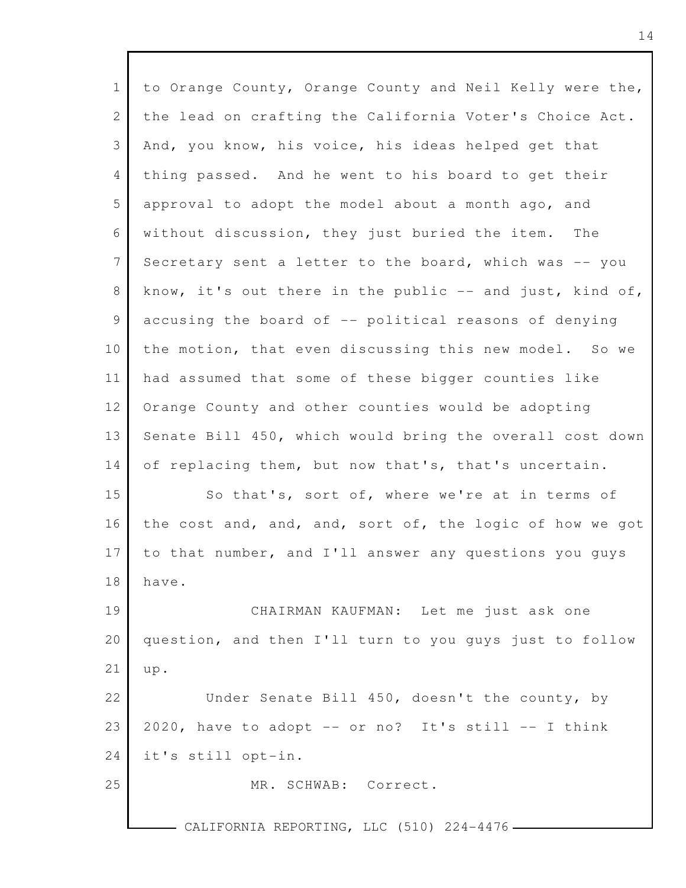to Orange County, Orange County and Neil Kelly were the, the lead on crafting the California Voter's Choice Act. And, you know, his voice, his ideas helped get that thing passed. And he went to his board to get their approval to adopt the model about a month ago, and without discussion, they just buried the item. The Secretary sent a letter to the board, which was -- you know, it's out there in the public -- and just, kind of, accusing the board of -- political reasons of denying the motion, that even discussing this new model. So we had assumed that some of these bigger counties like Orange County and other counties would be adopting Senate Bill 450, which would bring the overall cost down of replacing them, but now that's, that's uncertain.

So that's, sort of, where we're at in terms of the cost and, and, and, sort of, the logic of how we got to that number, and I'll answer any questions you guys have.

CHAIRMAN KAUFMAN: Let me just ask one question, and then I'll turn to you guys just to follow up.

Under Senate Bill 450, doesn't the county, by 2020, have to adopt -- or no? It's still -- I think it's still opt-in.

MR. SCHWAB: Correct.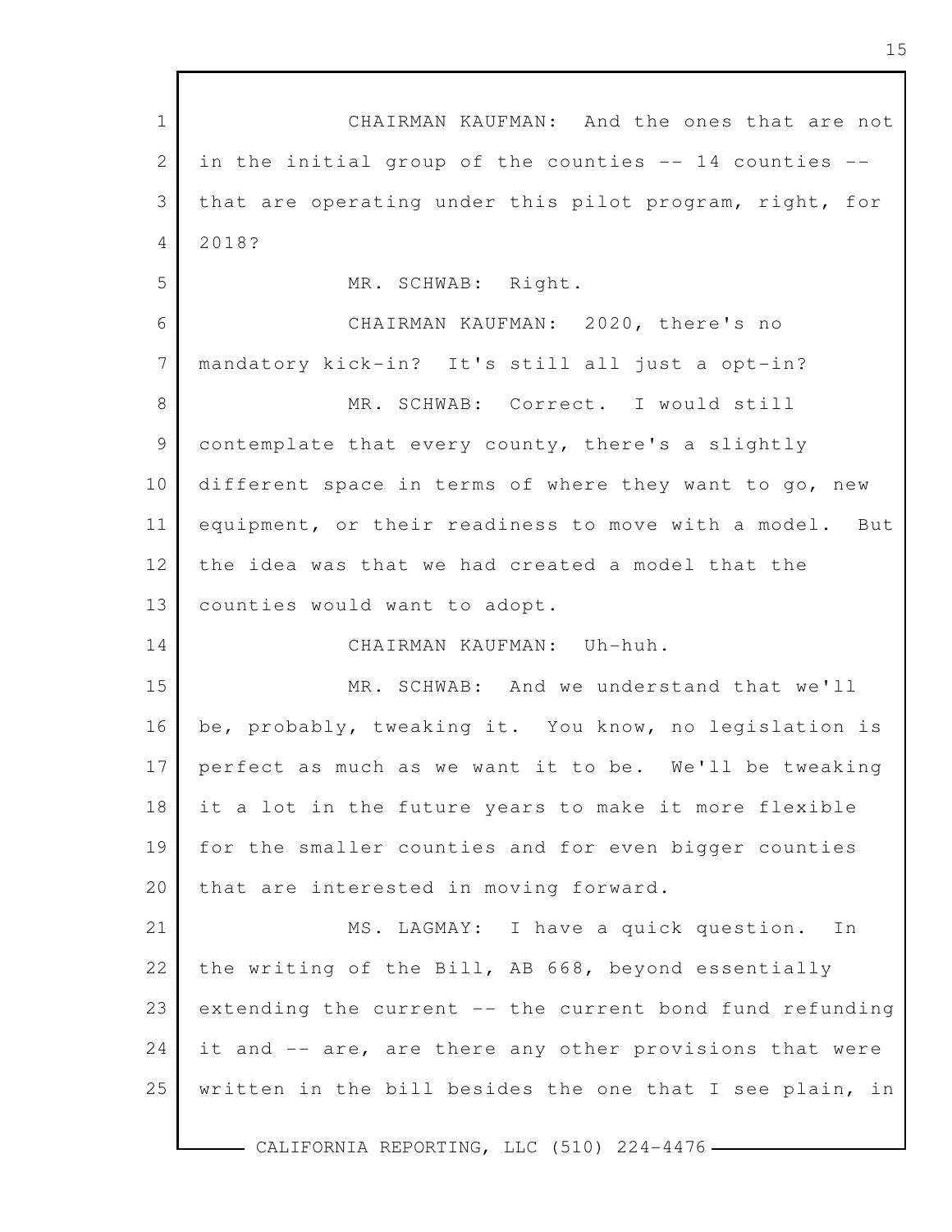CHAIRMAN KAUFMAN: And the ones that are not in the initial group of the counties -- 14 counties -- that are operating under this pilot program, right, for 2018?

MR. SCHWAB: Right.

CHAIRMAN KAUFMAN: 2020, there's no mandatory kick-in? It's still all just a opt-in?

MR. SCHWAB: Correct. I would still contemplate that every county, there's a slightly different space in terms of where they want to go, new equipment, or their readiness to move with a model. But the idea was that we had created a model that the counties would want to adopt.

CHAIRMAN KAUFMAN: Uh-huh.

MR. SCHWAB: And we understand that we'll be, probably, tweaking it. You know, no legislation is perfect as much as we want it to be. We'll be tweaking it a lot in the future years to make it more flexible for the smaller counties and for even bigger counties that are interested in moving forward.

MS. LAGMAY: I have a quick question. In the writing of the Bill, AB 668, beyond essentially extending the current -- the current bond fund refunding it and -- are, are there any other provisions that were written in the bill besides the one that I see plain, in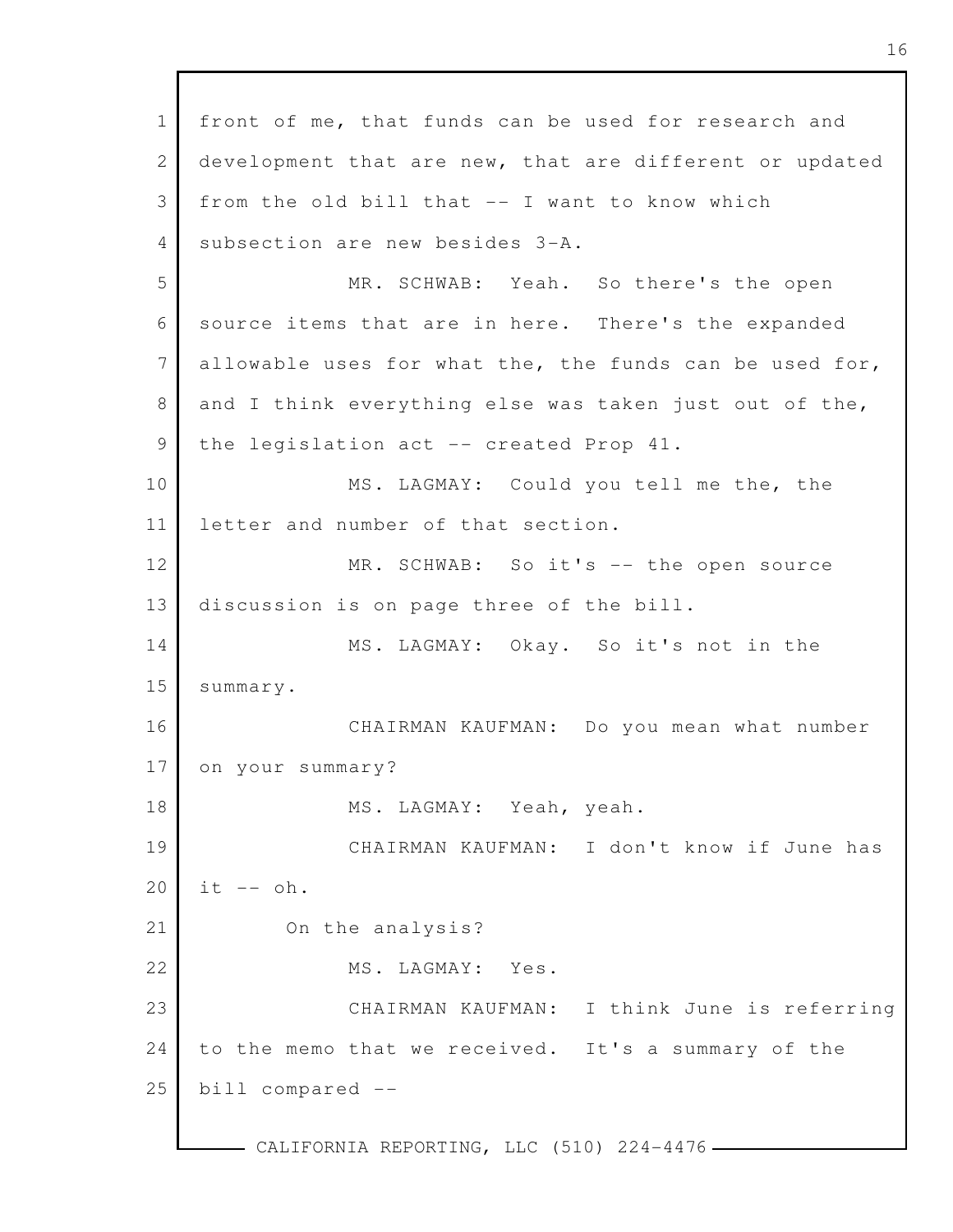front of me, that funds can be used for research and development that are new, that are different or updated from the old bill that -- I want to know which subsection are new besides 3-A.

MR. SCHWAB: Yeah. So there's the open source items that are in here. There's the expanded allowable uses for what the, the funds can be used for, and I think everything else was taken just out of the, the legislation act -- created Prop 41.

MS. LAGMAY: Could you tell me the, the letter and number of that section.

MR. SCHWAB: So it's -- the open source discussion is on page three of the bill.

MS. LAGMAY: Okay. So it's not in the summary.

CHAIRMAN KAUFMAN: Do you mean what number on your summary?

MS. LAGMAY: Yeah, yeah.

CHAIRMAN KAUFMAN: I don't know if June has it -- oh.

On the analysis?

MS. LAGMAY: Yes.

CHAIRMAN KAUFMAN: I think June is referring to the memo that we received. It's a summary of the bill compared --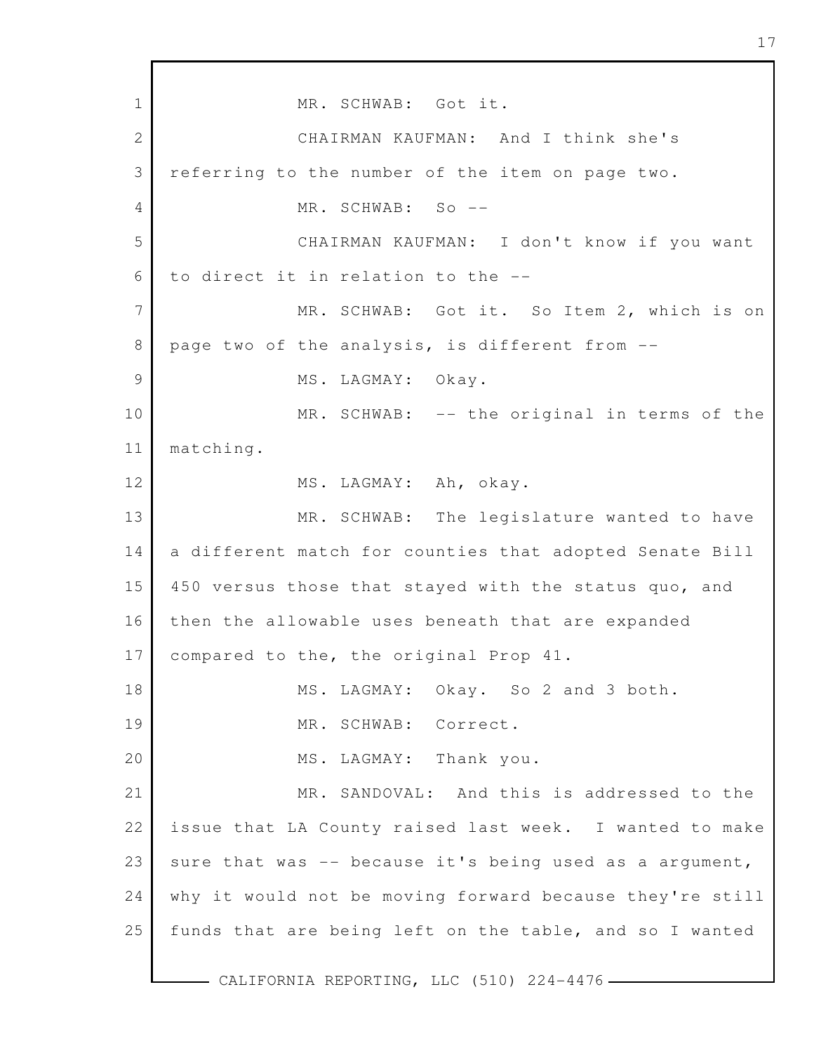MR. SCHWAB: Got it.

CHAIRMAN KAUFMAN: And I think she's referring to the number of the item on page two.

MR. SCHWAB: So --

CHAIRMAN KAUFMAN: I don't know if you want to direct it in relation to the --

MR. SCHWAB: Got it. So Item 2, which is on page two of the analysis, is different from --

MS. LAGMAY: Okay.

MR. SCHWAB: -- the original in terms of the matching.

MS. LAGMAY: Ah, okay.

MR. SCHWAB: The legislature wanted to have a different match for counties that adopted Senate Bill 450 versus those that stayed with the status quo, and then the allowable uses beneath that are expanded compared to the, the original Prop 41.

MS. LAGMAY: Okay. So 2 and 3 both.

MR. SCHWAB: Correct.

MS. LAGMAY: Thank you.

MR. SANDOVAL: And this is addressed to the issue that LA County raised last week. I wanted to make sure that was -- because it's being used as a argument, why it would not be moving forward because they're still funds that are being left on the table, and so I wanted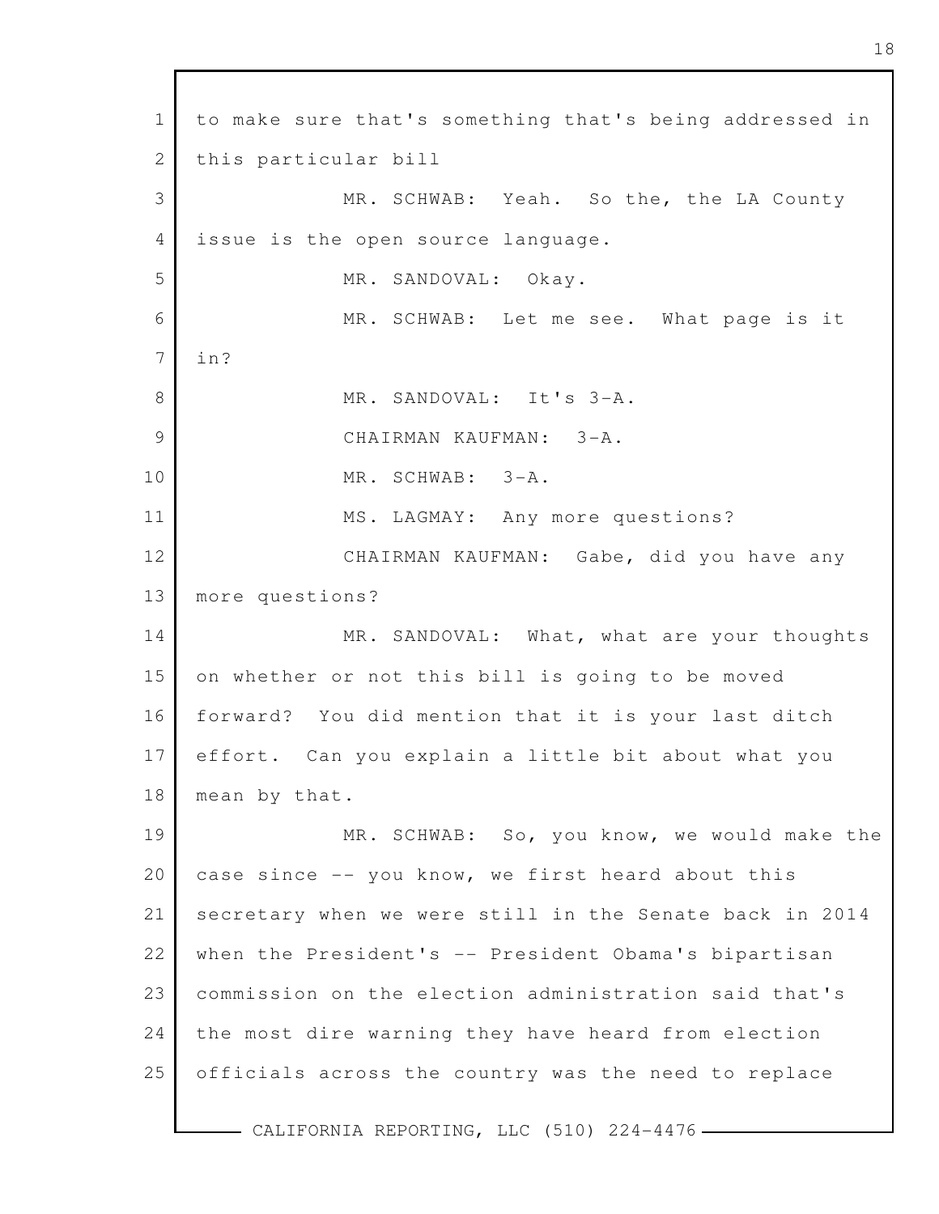to make sure that's something that's being addressed in this particular bill

MR. SCHWAB: Yeah. So the, the LA County issue is the open source language.

MR. SANDOVAL: Okay.

MR. SCHWAB: Let me see. What page is it in?

MR. SANDOVAL: It's 3-A.

CHAIRMAN KAUFMAN: 3-A.

MR. SCHWAB: 3-A.

MS. LAGMAY: Any more questions?

CHAIRMAN KAUFMAN: Gabe, did you have any more questions?

MR. SANDOVAL: What, what are your thoughts on whether or not this bill is going to be moved forward? You did mention that it is your last ditch effort. Can you explain a little bit about what you mean by that.

MR. SCHWAB: So, you know, we would make the case since -- you know, we first heard about this secretary when we were still in the Senate back in 2014 when the President's -- President Obama's bipartisan commission on the election administration said that's the most dire warning they have heard from election officials across the country was the need to replace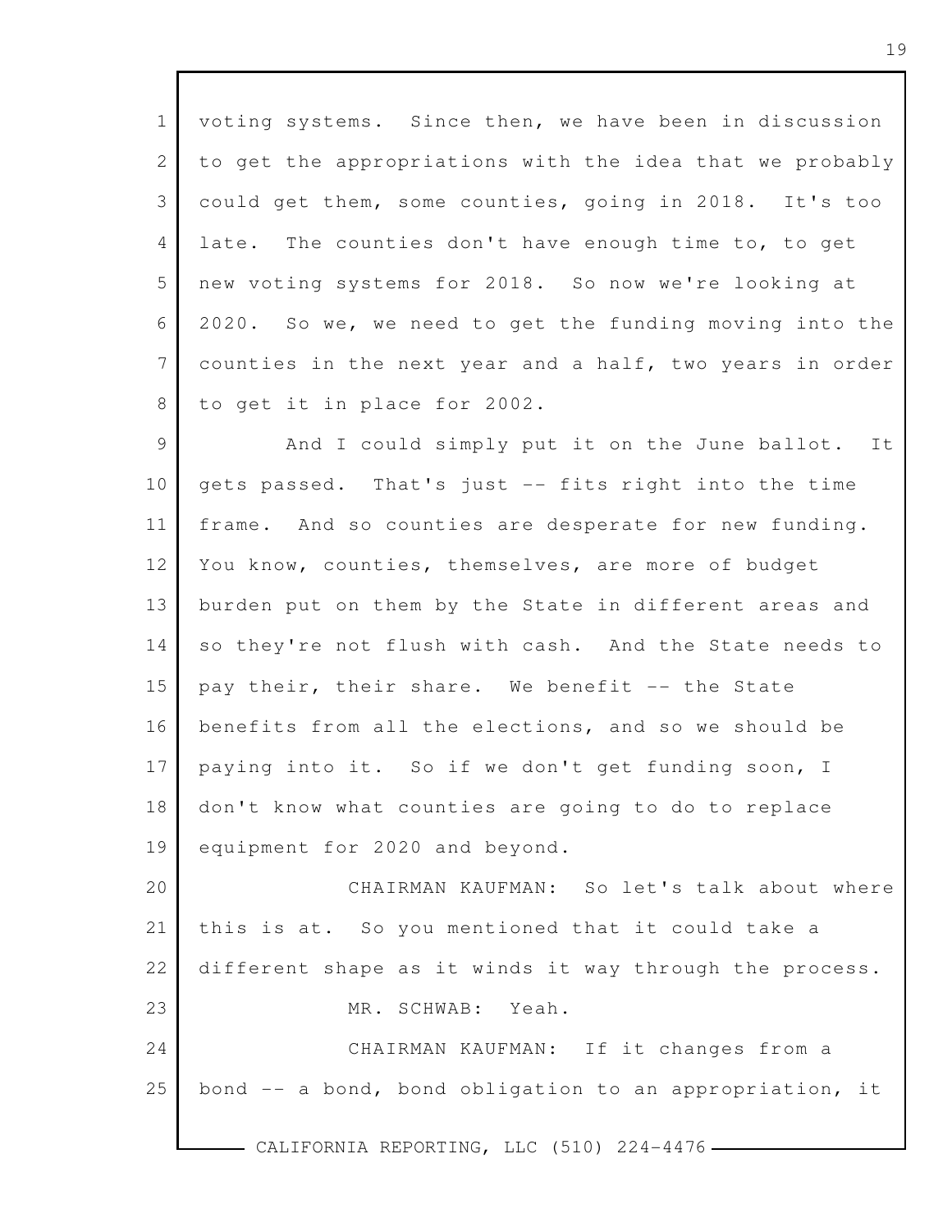voting systems. Since then, we have been in discussion to get the appropriations with the idea that we probably could get them, some counties, going in 2018. It's too late. The counties don't have enough time to, to get new voting systems for 2018. So now we're looking at 2020. So we, we need to get the funding moving into the counties in the next year and a half, two years in order to get it in place for 2002.

And I could simply put it on the June ballot. It gets passed. That's just -- fits right into the time frame. And so counties are desperate for new funding. You know, counties, themselves, are more of budget burden put on them by the State in different areas and so they're not flush with cash. And the State needs to pay their, their share. We benefit -- the State benefits from all the elections, and so we should be paying into it. So if we don't get funding soon, I don't know what counties are going to do to replace equipment for 2020 and beyond.

CHAIRMAN KAUFMAN: So let's talk about where this is at. So you mentioned that it could take a different shape as it winds it way through the process.

MR. SCHWAB: Yeah.

CHAIRMAN KAUFMAN: If it changes from a bond -- a bond, bond obligation to an appropriation, it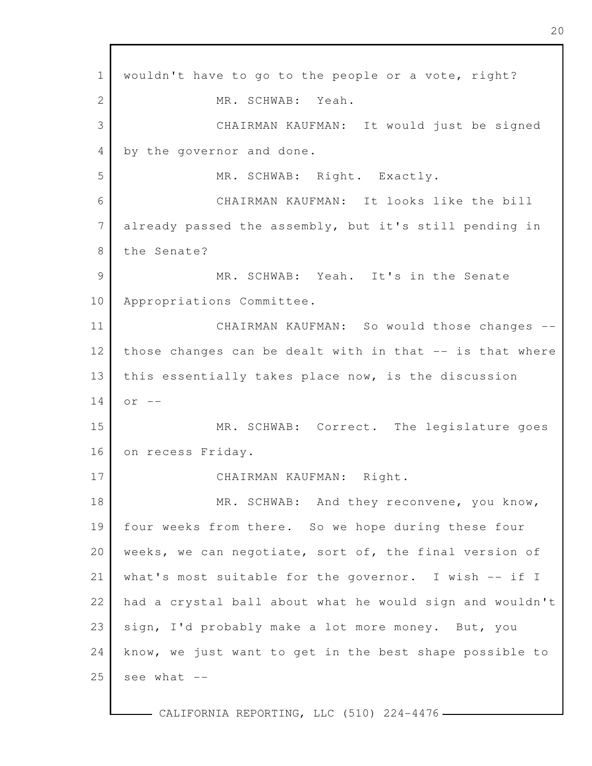wouldn't have to go to the people or a vote, right?

MR. SCHWAB: Yeah.

CHAIRMAN KAUFMAN: It would just be signed by the governor and done.

MR. SCHWAB: Right. Exactly.

CHAIRMAN KAUFMAN: It looks like the bill already passed the assembly, but it's still pending in the Senate?

MR. SCHWAB: Yeah. It's in the Senate Appropriations Committee.

CHAIRMAN KAUFMAN: So would those changes -- those changes can be dealt with in that -- is that where this essentially takes place now, is the discussion or --

MR. SCHWAB: Correct. The legislature goes on recess Friday.

CHAIRMAN KAUFMAN: Right.

MR. SCHWAB: And they reconvene, you know, four weeks from there. So we hope during these four weeks, we can negotiate, sort of, the final version of what's most suitable for the governor. I wish -- if I had a crystal ball about what he would sign and wouldn't sign, I'd probably make a lot more money. But, you know, we just want to get in the best shape possible to see what --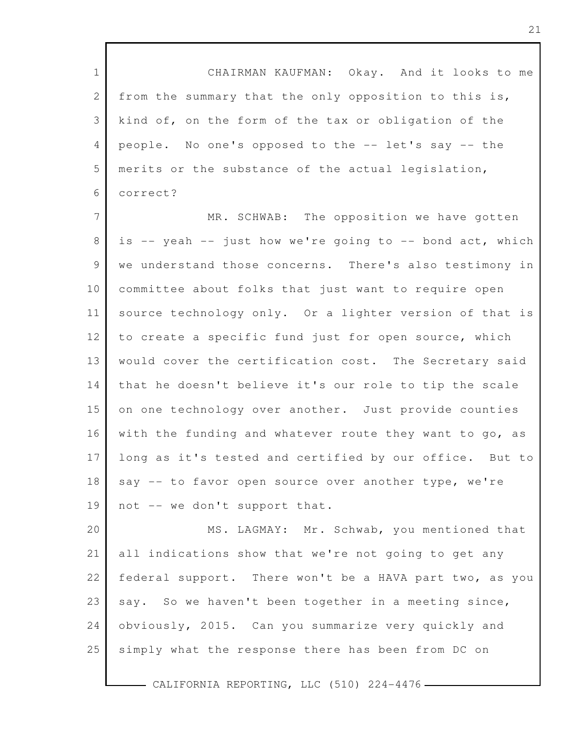CHAIRMAN KAUFMAN: Okay. And it looks to me from the summary that the only opposition to this is, kind of, on the form of the tax or obligation of the people. No one's opposed to the -- let's say -- the merits or the substance of the actual legislation, correct?

MR. SCHWAB: The opposition we have gotten is -- yeah -- just how we're going to -- bond act, which we understand those concerns. There's also testimony in committee about folks that just want to require open source technology only. Or a lighter version of that is to create a specific fund just for open source, which would cover the certification cost. The Secretary said that he doesn't believe it's our role to tip the scale on one technology over another. Just provide counties with the funding and whatever route they want to go, as long as it's tested and certified by our office. But to say -- to favor open source over another type, we're not -- we don't support that.

MS. LAGMAY: Mr. Schwab, you mentioned that all indications show that we're not going to get any federal support. There won't be a HAVA part two, as you say. So we haven't been together in a meeting since, obviously, 2015. Can you summarize very quickly and simply what the response there has been from DC on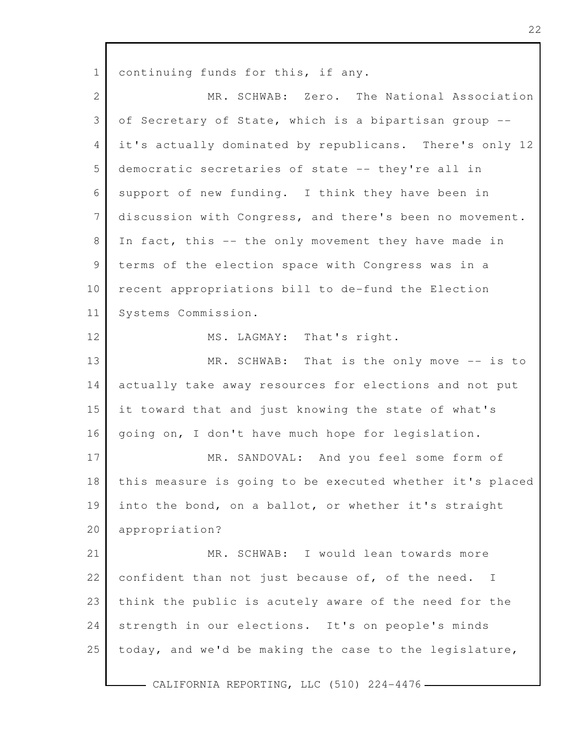continuing funds for this, if any.

MR. SCHWAB: Zero. The National Association of Secretary of State, which is a bipartisan group -- it's actually dominated by republicans. There's only 12 democratic secretaries of state -- they're all in support of new funding. I think they have been in discussion with Congress, and there's been no movement. In fact, this -- the only movement they have made in terms of the election space with Congress was in a recent appropriations bill to de-fund the Election Systems Commission.

MS. LAGMAY: That's right.

MR. SCHWAB: That is the only move -- is to actually take away resources for elections and not put it toward that and just knowing the state of what's going on, I don't have much hope for legislation.

MR. SANDOVAL: And you feel some form of this measure is going to be executed whether it's placed into the bond, on a ballot, or whether it's straight appropriation?

MR. SCHWAB: I would lean towards more confident than not just because of, of the need. I think the public is acutely aware of the need for the strength in our elections. It's on people's minds today, and we'd be making the case to the legislature,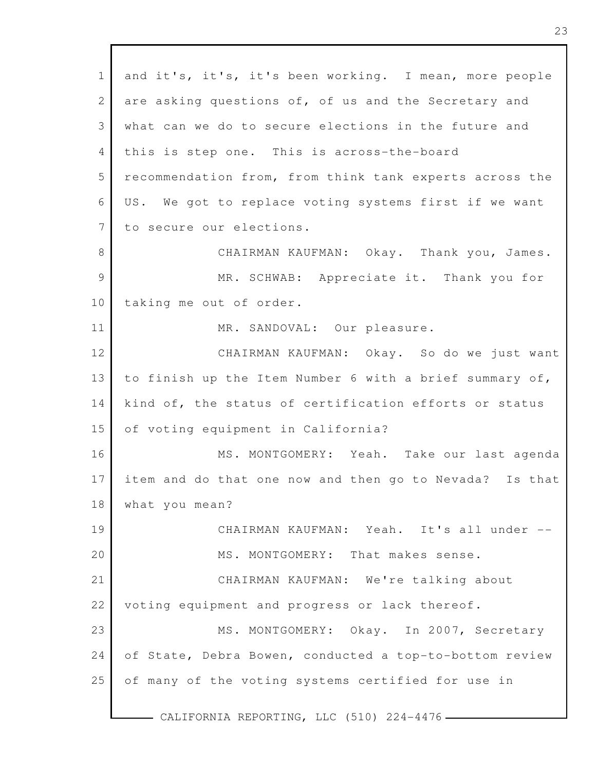and it's, it's, it's been working. I mean, more people are asking questions of, of us and the Secretary and what can we do to secure elections in the future and this is step one. This is across-the-board recommendation from, from think tank experts across the US. We got to replace voting systems first if we want to secure our elections.

CHAIRMAN KAUFMAN: Okay. Thank you, James.

MR. SCHWAB: Appreciate it. Thank you for taking me out of order.

MR. SANDOVAL: Our pleasure.

CHAIRMAN KAUFMAN: Okay. So do we just want to finish up the Item Number 6 with a brief summary of, kind of, the status of certification efforts or status of voting equipment in California?

MS. MONTGOMERY: Yeah. Take our last agenda item and do that one now and then go to Nevada? Is that what you mean?

CHAIRMAN KAUFMAN: Yeah. It's all under --

MS. MONTGOMERY: That makes sense.

CHAIRMAN KAUFMAN: We're talking about voting equipment and progress or lack thereof.

MS. MONTGOMERY: Okay. In 2007, Secretary of State, Debra Bowen, conducted a top-to-bottom review of many of the voting systems certified for use in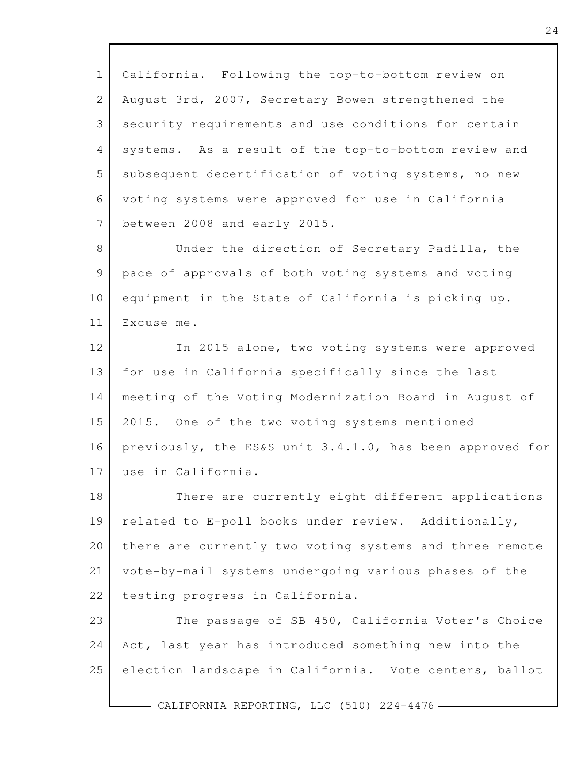California. Following the top-to-bottom review on August 3rd, 2007, Secretary Bowen strengthened the security requirements and use conditions for certain systems. As a result of the top-to-bottom review and subsequent decertification of voting systems, no new voting systems were approved for use in California between 2008 and early 2015.

Under the direction of Secretary Padilla, the pace of approvals of both voting systems and voting equipment in the State of California is picking up. Excuse me.

In 2015 alone, two voting systems were approved for use in California specifically since the last meeting of the Voting Modernization Board in August of 2015. One of the two voting systems mentioned previously, the ES&S unit 3.4.1.0, has been approved for use in California.

There are currently eight different applications related to E-poll books under review. Additionally, there are currently two voting systems and three remote vote-by-mail systems undergoing various phases of the testing progress in California.

The passage of SB 450, California Voter's Choice Act, last year has introduced something new into the election landscape in California. Vote centers, ballot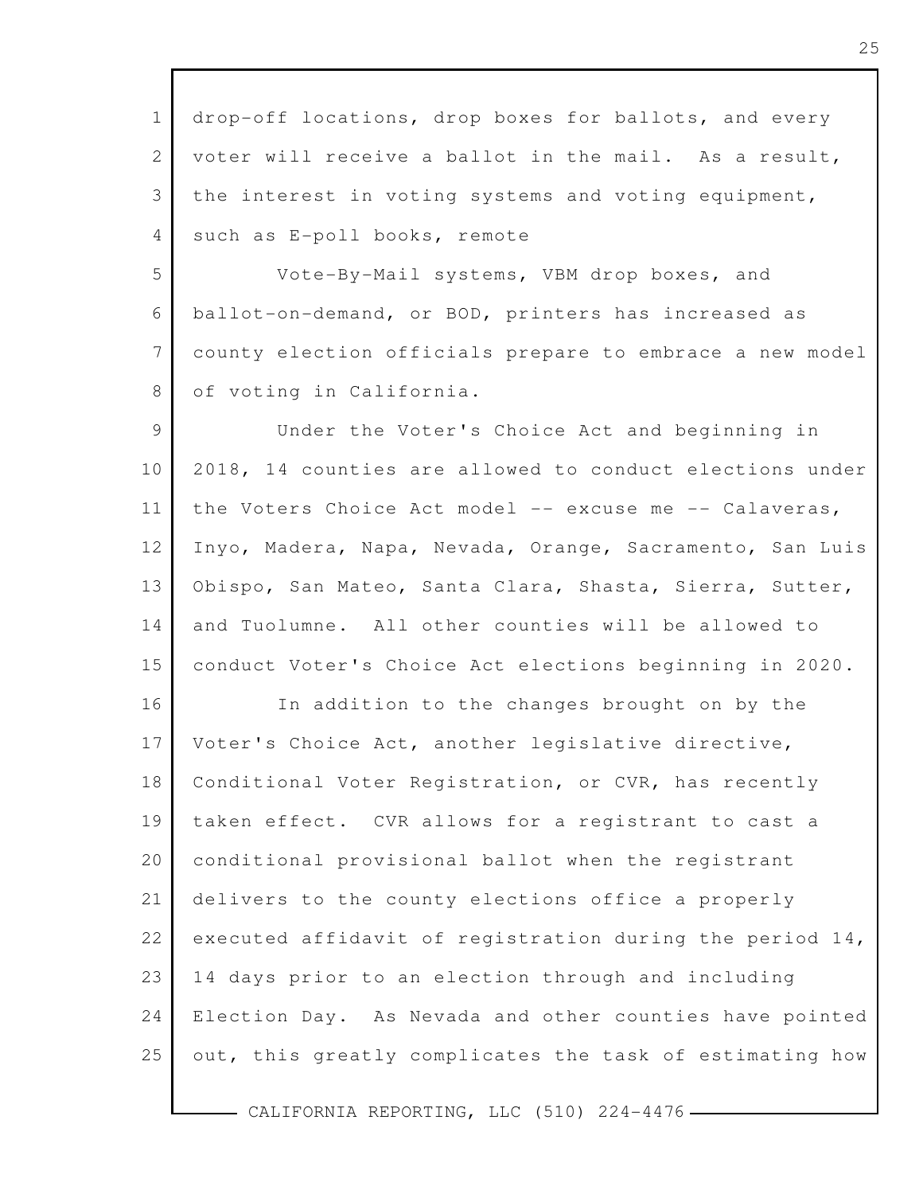drop-off locations, drop boxes for ballots, and every voter will receive a ballot in the mail. As a result, the interest in voting systems and voting equipment, such as E-poll books, remote

Vote-By-Mail systems, VBM drop boxes, and ballot-on-demand, or BOD, printers has increased as county election officials prepare to embrace a new model of voting in California.

Under the Voter's Choice Act and beginning in 2018, 14 counties are allowed to conduct elections under the Voters Choice Act model -- excuse me -- Calaveras, Inyo, Madera, Napa, Nevada, Orange, Sacramento, San Luis Obispo, San Mateo, Santa Clara, Shasta, Sierra, Sutter, and Tuolumne. All other counties will be allowed to conduct Voter's Choice Act elections beginning in 2020.

In addition to the changes brought on by the Voter's Choice Act, another legislative directive, Conditional Voter Registration, or CVR, has recently taken effect. CVR allows for a registrant to cast a conditional provisional ballot when the registrant delivers to the county elections office a properly executed affidavit of registration during the period 14, 14 days prior to an election through and including Election Day. As Nevada and other counties have pointed out, this greatly complicates the task of estimating how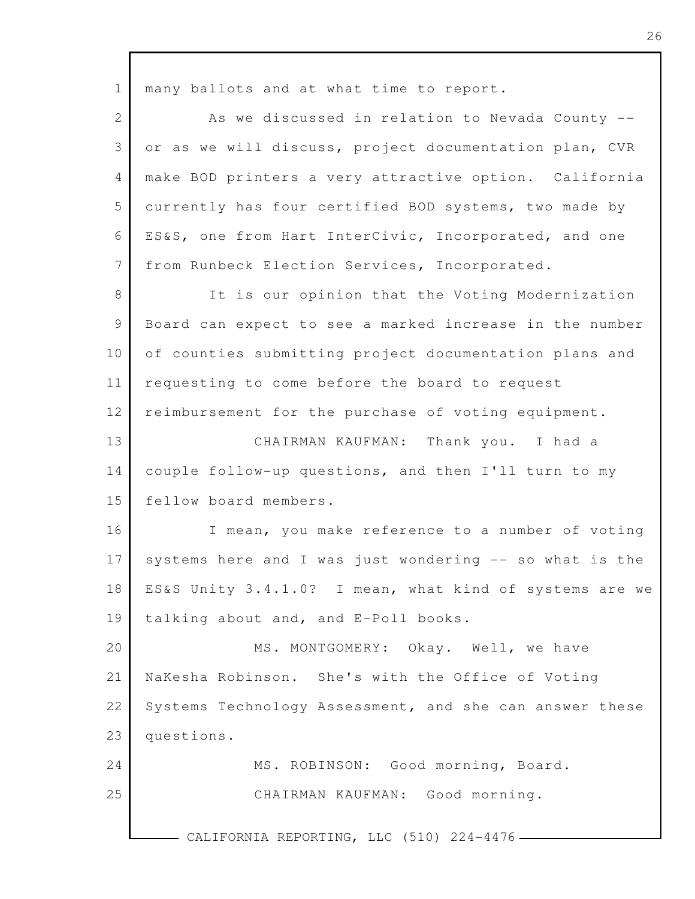many ballots and at what time to report.

As we discussed in relation to Nevada County -- or as we will discuss, project documentation plan, CVR make BOD printers a very attractive option. California currently has four certified BOD systems, two made by ES&S, one from Hart InterCivic, Incorporated, and one from Runbeck Election Services, Incorporated.

It is our opinion that the Voting Modernization Board can expect to see a marked increase in the number of counties submitting project documentation plans and requesting to come before the board to request reimbursement for the purchase of voting equipment.

CHAIRMAN KAUFMAN: Thank you. I had a couple follow-up questions, and then I'll turn to my fellow board members.

I mean, you make reference to a number of voting systems here and I was just wondering -- so what is the ES&S Unity 3.4.1.0? I mean, what kind of systems are we talking about and, and E-Poll books.

MS. MONTGOMERY: Okay. Well, we have NaKesha Robinson. She's with the Office of Voting Systems Technology Assessment, and she can answer these questions.

MS. ROBINSON: Good morning, Board.

CHAIRMAN KAUFMAN: Good morning.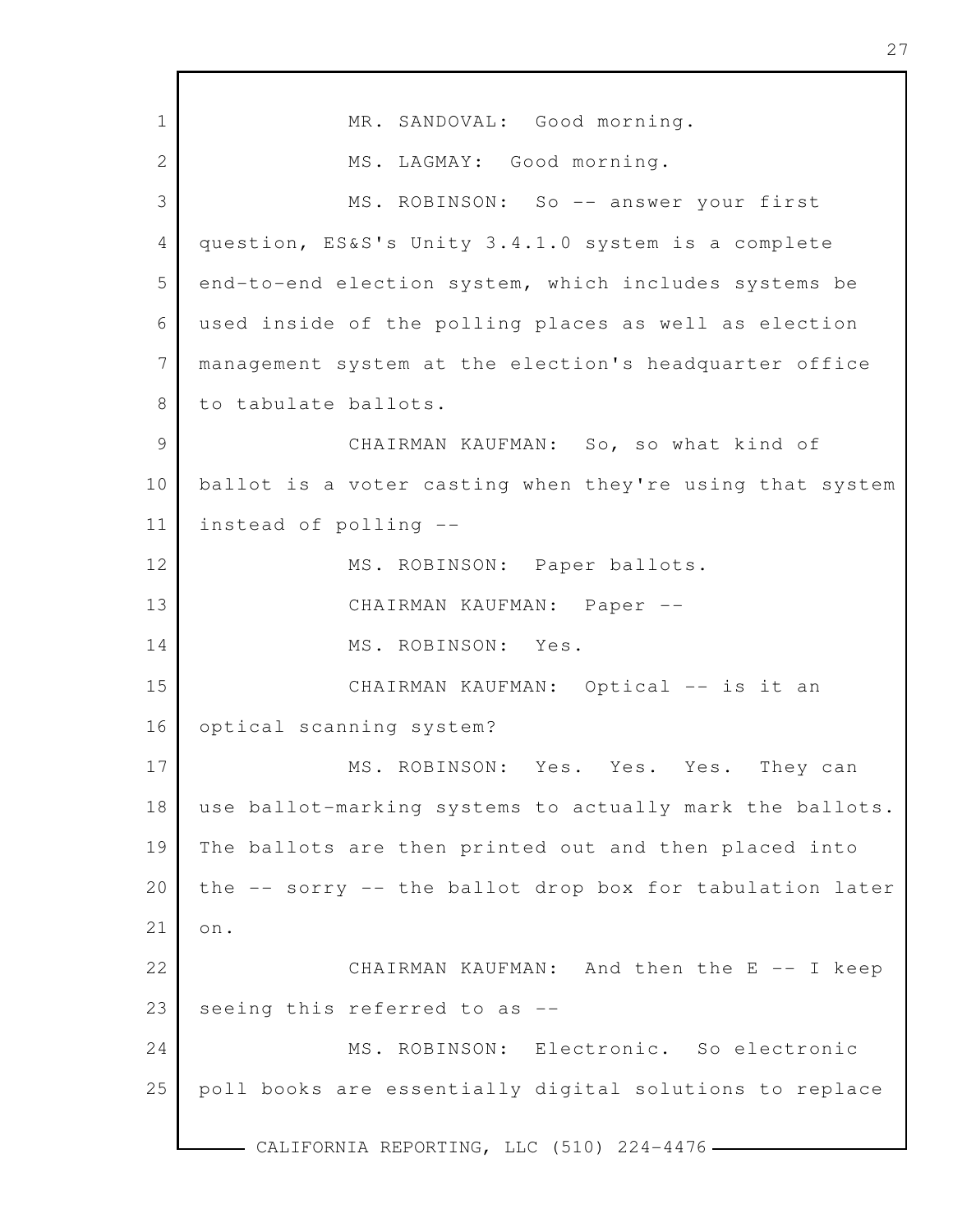MR. SANDOVAL: Good morning.

MS. LAGMAY: Good morning.

MS. ROBINSON: So -- answer your first question, ES&S's Unity 3.4.1.0 system is a complete end-to-end election system, which includes systems be used inside of the polling places as well as election management system at the election's headquarter office to tabulate ballots.

CHAIRMAN KAUFMAN: So, so what kind of ballot is a voter casting when they're using that system instead of polling --

MS. ROBINSON: Paper ballots.

CHAIRMAN KAUFMAN: Paper --

MS. ROBINSON: Yes.

CHAIRMAN KAUFMAN: Optical -- is it an optical scanning system?

MS. ROBINSON: Yes. Yes. Yes. They can use ballot-marking systems to actually mark the ballots. The ballots are then printed out and then placed into the -- sorry -- the ballot drop box for tabulation later on.

CHAIRMAN KAUFMAN: And then the E -- I keep seeing this referred to as --

MS. ROBINSON: Electronic. So electronic poll books are essentially digital solutions to replace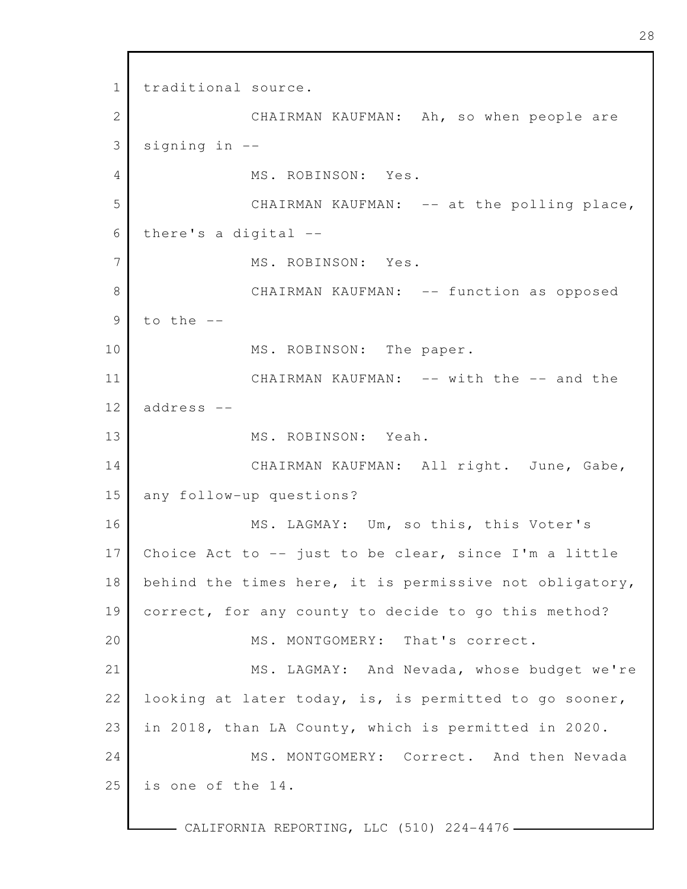traditional source.

CHAIRMAN KAUFMAN: Ah, so when people are signing in --

MS. ROBINSON: Yes.

CHAIRMAN KAUFMAN: -- at the polling place, there's a digital --

MS. ROBINSON: Yes.

CHAIRMAN KAUFMAN: -- function as opposed to the --

MS. ROBINSON: The paper.

CHAIRMAN KAUFMAN: -- with the -- and the address --

MS. ROBINSON: Yeah.

CHAIRMAN KAUFMAN: All right. June, Gabe, any follow-up questions?

MS. LAGMAY: Um, so this, this Voter's Choice Act to -- just to be clear, since I'm a little behind the times here, it is permissive not obligatory, correct, for any county to decide to go this method?

MS. MONTGOMERY: That's correct.

MS. LAGMAY: And Nevada, whose budget we're looking at later today, is, is permitted to go sooner, in 2018, than LA County, which is permitted in 2020.

MS. MONTGOMERY: Correct. And then Nevada is one of the 14.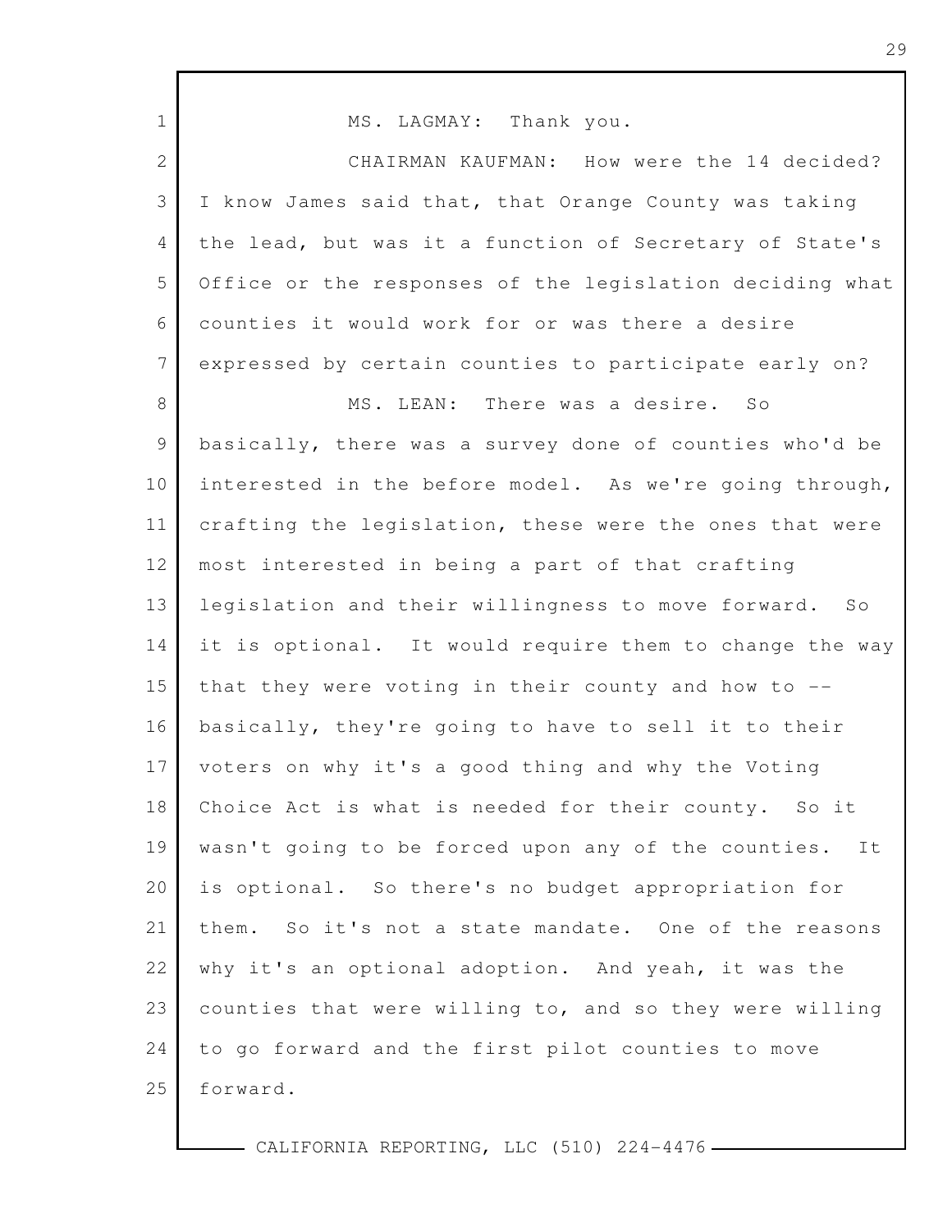MS. LAGMAY: Thank you.

CHAIRMAN KAUFMAN: How were the 14 decided? I know James said that, that Orange County was taking the lead, but was it a function of Secretary of State's Office or the responses of the legislation deciding what counties it would work for or was there a desire expressed by certain counties to participate early on?

MS. LEAN: There was a desire. So basically, there was a survey done of counties who'd be interested in the before model. As we're going through, crafting the legislation, these were the ones that were most interested in being a part of that crafting legislation and their willingness to move forward. So it is optional. It would require them to change the way that they were voting in their county and how to -- basically, they're going to have to sell it to their voters on why it's a good thing and why the Voting Choice Act is what is needed for their county. So it wasn't going to be forced upon any of the counties. It is optional. So there's no budget appropriation for them. So it's not a state mandate. One of the reasons why it's an optional adoption. And yeah, it was the counties that were willing to, and so they were willing to go forward and the first pilot counties to move forward.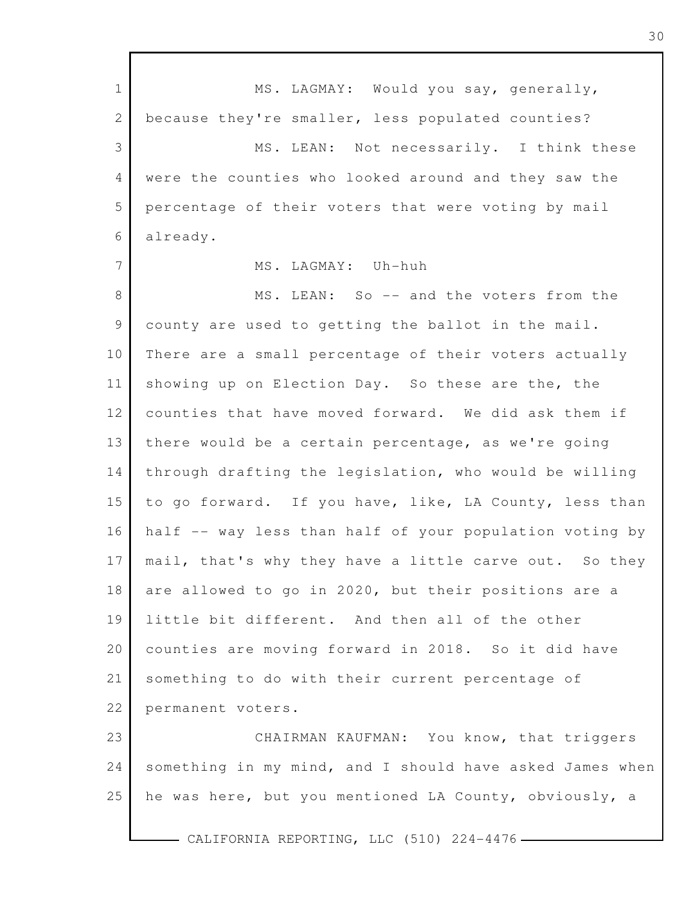MS. LAGMAY: Would you say, generally, because they're smaller, less populated counties?

MS. LEAN: Not necessarily. I think these were the counties who looked around and they saw the percentage of their voters that were voting by mail already.

MS. LAGMAY: Uh-huh

MS. LEAN: So -- and the voters from the county are used to getting the ballot in the mail. There are a small percentage of their voters actually showing up on Election Day. So these are the, the counties that have moved forward. We did ask them if there would be a certain percentage, as we're going through drafting the legislation, who would be willing to go forward. If you have, like, LA County, less than half -- way less than half of your population voting by mail, that's why they have a little carve out. So they are allowed to go in 2020, but their positions are a little bit different. And then all of the other counties are moving forward in 2018. So it did have something to do with their current percentage of permanent voters.

CHAIRMAN KAUFMAN: You know, that triggers something in my mind, and I should have asked James when he was here, but you mentioned LA County, obviously, a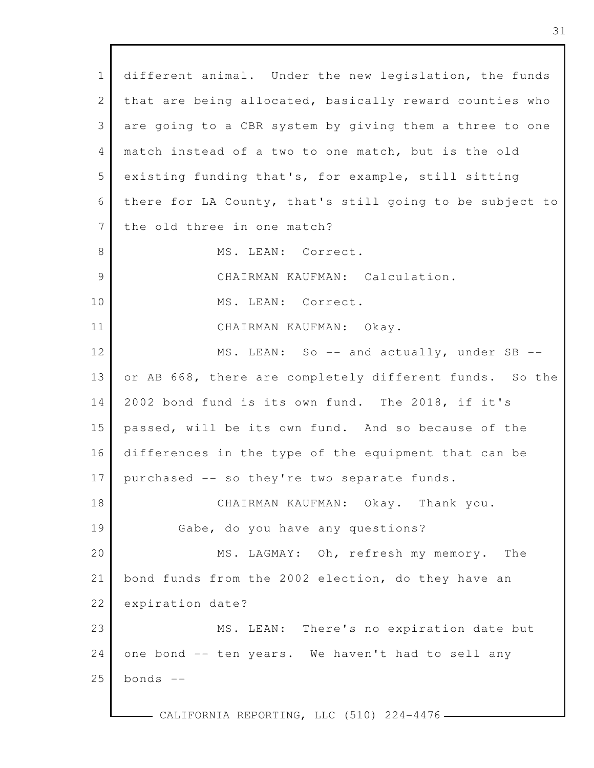different animal. Under the new legislation, the funds that are being allocated, basically reward counties who are going to a CBR system by giving them a three to one match instead of a two to one match, but is the old existing funding that's, for example, still sitting there for LA County, that's still going to be subject to the old three in one match?

MS. LEAN: Correct.

CHAIRMAN KAUFMAN: Calculation.

MS. LEAN: Correct.

CHAIRMAN KAUFMAN: Okay.

MS. LEAN: So -- and actually, under SB -- or AB 668, there are completely different funds. So the 2002 bond fund is its own fund. The 2018, if it's passed, will be its own fund. And so because of the differences in the type of the equipment that can be purchased -- so they're two separate funds.

CHAIRMAN KAUFMAN: Okay. Thank you.

Gabe, do you have any questions?

MS. LAGMAY: Oh, refresh my memory. The bond funds from the 2002 election, do they have an expiration date?

MS. LEAN: There's no expiration date but one bond -- ten years. We haven't had to sell any bonds --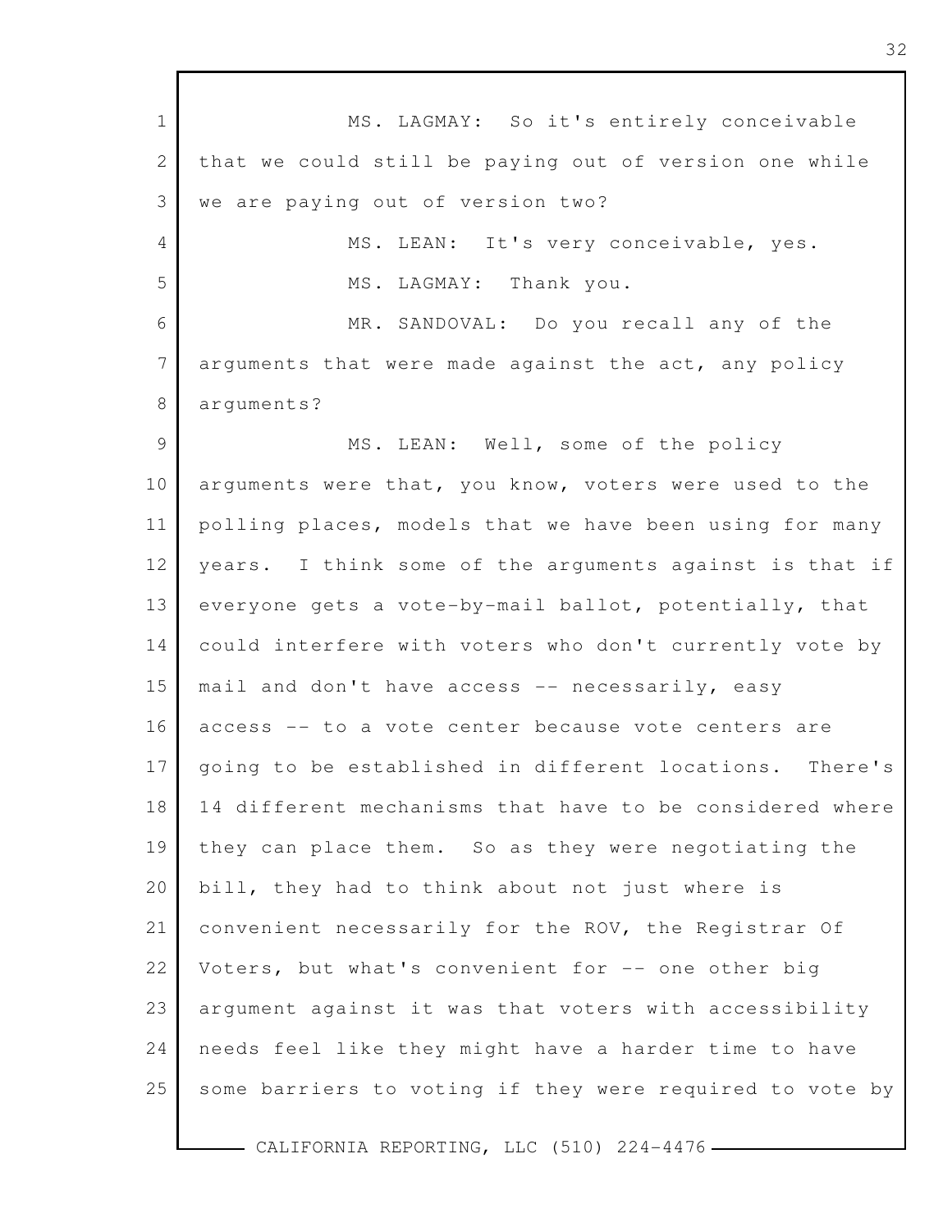MS. LAGMAY: So it's entirely conceivable that we could still be paying out of version one while we are paying out of version two?

MS. LEAN: It's very conceivable, yes.

MS. LAGMAY: Thank you.

MR. SANDOVAL: Do you recall any of the arguments that were made against the act, any policy arguments?

MS. LEAN: Well, some of the policy arguments were that, you know, voters were used to the polling places, models that we have been using for many years. I think some of the arguments against is that if everyone gets a vote-by-mail ballot, potentially, that could interfere with voters who don't currently vote by mail and don't have access -- necessarily, easy access -- to a vote center because vote centers are going to be established in different locations. There's 14 different mechanisms that have to be considered where they can place them. So as they were negotiating the bill, they had to think about not just where is convenient necessarily for the ROV, the Registrar Of Voters, but what's convenient for -- one other big argument against it was that voters with accessibility needs feel like they might have a harder time to have some barriers to voting if they were required to vote by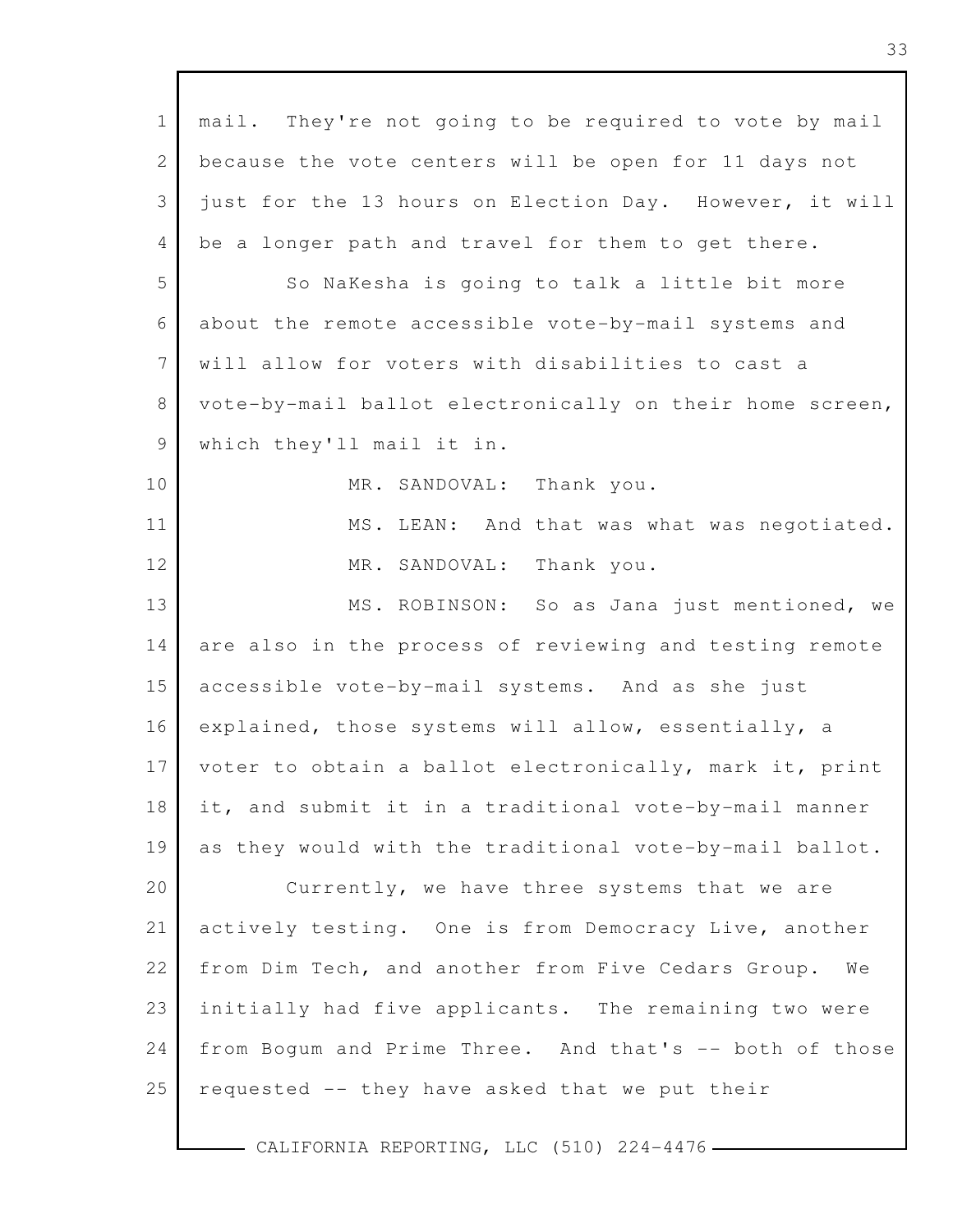mail. They're not going to be required to vote by mail because the vote centers will be open for 11 days not just for the 13 hours on Election Day. However, it will be a longer path and travel for them to get there.

So NaKesha is going to talk a little bit more about the remote accessible vote-by-mail systems and will allow for voters with disabilities to cast a vote-by-mail ballot electronically on their home screen, which they'll mail it in.

MR. SANDOVAL: Thank you.

MS. LEAN: And that was what was negotiated.

MR. SANDOVAL: Thank you.

MS. ROBINSON: So as Jana just mentioned, we are also in the process of reviewing and testing remote accessible vote-by-mail systems. And as she just explained, those systems will allow, essentially, a voter to obtain a ballot electronically, mark it, print it, and submit it in a traditional vote-by-mail manner as they would with the traditional vote-by-mail ballot.

Currently, we have three systems that we are actively testing. One is from Democracy Live, another from Dim Tech, and another from Five Cedars Group. We initially had five applicants. The remaining two were from Bogum and Prime Three. And that's -- both of those requested -- they have asked that we put their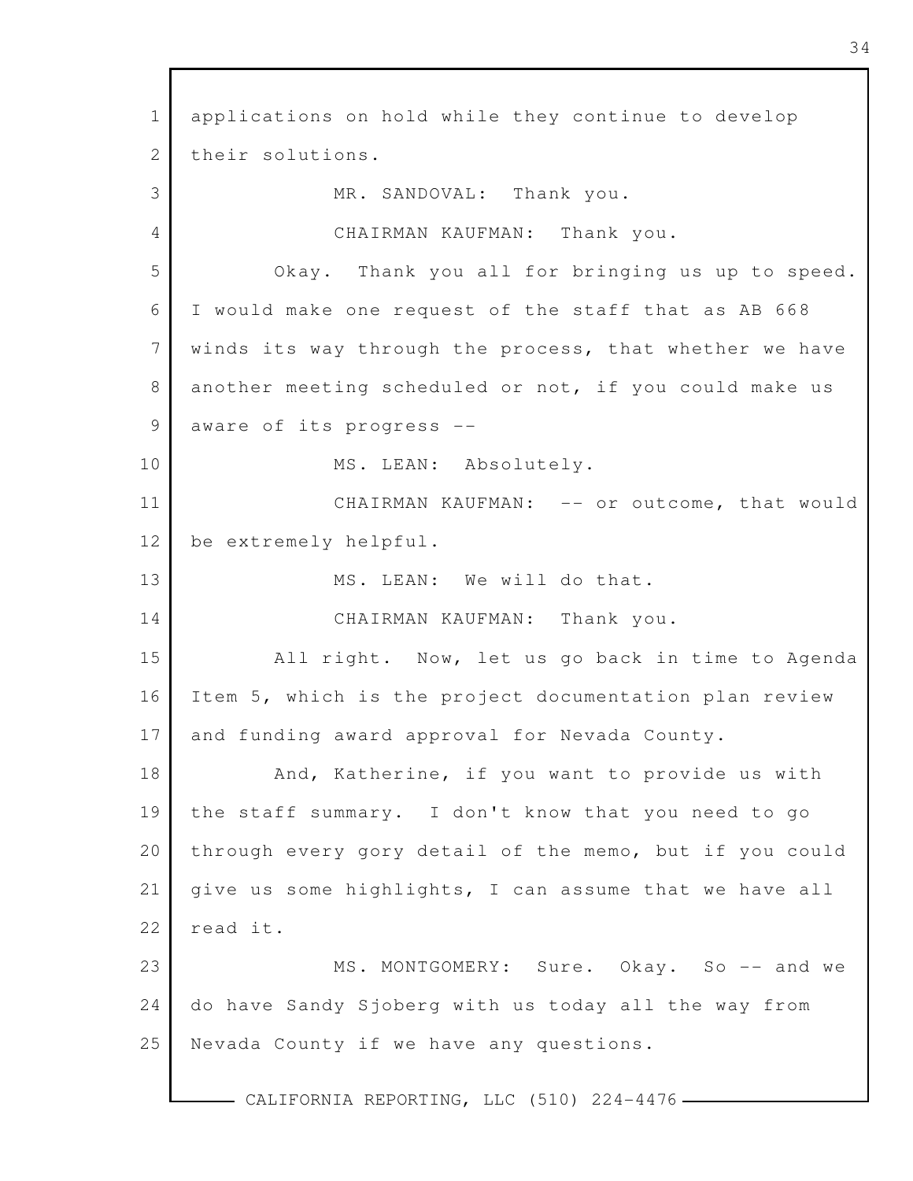applications on hold while they continue to develop their solutions.

MR. SANDOVAL: Thank you.

CHAIRMAN KAUFMAN: Thank you.

Okay. Thank you all for bringing us up to speed. I would make one request of the staff that as AB 668 winds its way through the process, that whether we have another meeting scheduled or not, if you could make us aware of its progress --

MS. LEAN: Absolutely.

CHAIRMAN KAUFMAN: -- or outcome, that would be extremely helpful.

MS. LEAN: We will do that.

CHAIRMAN KAUFMAN: Thank you.

All right. Now, let us go back in time to Agenda Item 5, which is the project documentation plan review and funding award approval for Nevada County.

And, Katherine, if you want to provide us with the staff summary. I don't know that you need to go through every gory detail of the memo, but if you could give us some highlights, I can assume that we have all read it.

MS. MONTGOMERY: Sure. Okay. So -- and we do have Sandy Sjoberg with us today all the way from Nevada County if we have any questions.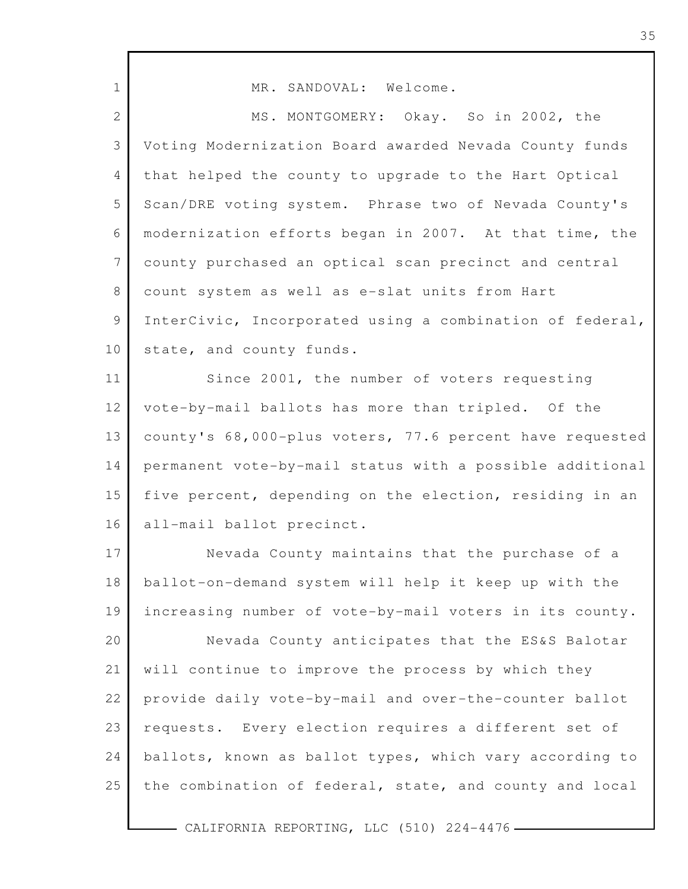MR. SANDOVAL: Welcome.

MS. MONTGOMERY: Okay. So in 2002, the Voting Modernization Board awarded Nevada County funds that helped the county to upgrade to the Hart Optical Scan/DRE voting system. Phrase two of Nevada County's modernization efforts began in 2007. At that time, the county purchased an optical scan precinct and central count system as well as e-slat units from Hart InterCivic, Incorporated using a combination of federal, state, and county funds.

Since 2001, the number of voters requesting vote-by-mail ballots has more than tripled. Of the county's 68,000-plus voters, 77.6 percent have requested permanent vote-by-mail status with a possible additional five percent, depending on the election, residing in an all-mail ballot precinct.

Nevada County maintains that the purchase of a ballot-on-demand system will help it keep up with the increasing number of vote-by-mail voters in its county.

Nevada County anticipates that the ES&S Balotar will continue to improve the process by which they provide daily vote-by-mail and over-the-counter ballot requests. Every election requires a different set of ballots, known as ballot types, which vary according to the combination of federal, state, and county and local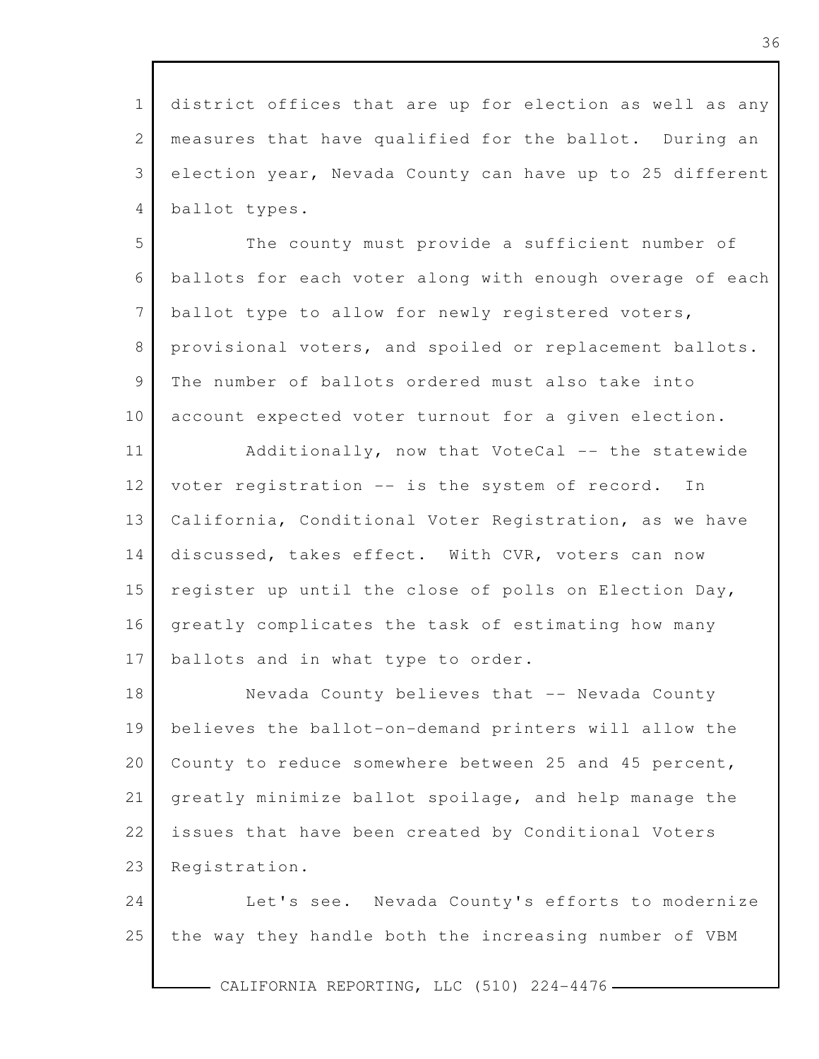district offices that are up for election as well as any measures that have qualified for the ballot. During an election year, Nevada County can have up to 25 different ballot types.

The county must provide a sufficient number of ballots for each voter along with enough overage of each ballot type to allow for newly registered voters, provisional voters, and spoiled or replacement ballots. The number of ballots ordered must also take into account expected voter turnout for a given election.

Additionally, now that VoteCal -- the statewide voter registration -- is the system of record. In California, Conditional Voter Registration, as we have discussed, takes effect. With CVR, voters can now register up until the close of polls on Election Day, greatly complicates the task of estimating how many ballots and in what type to order.

Nevada County believes that -- Nevada County believes the ballot-on-demand printers will allow the County to reduce somewhere between 25 and 45 percent, greatly minimize ballot spoilage, and help manage the issues that have been created by Conditional Voters Registration.

Let's see. Nevada County's efforts to modernize the way they handle both the increasing number of VBM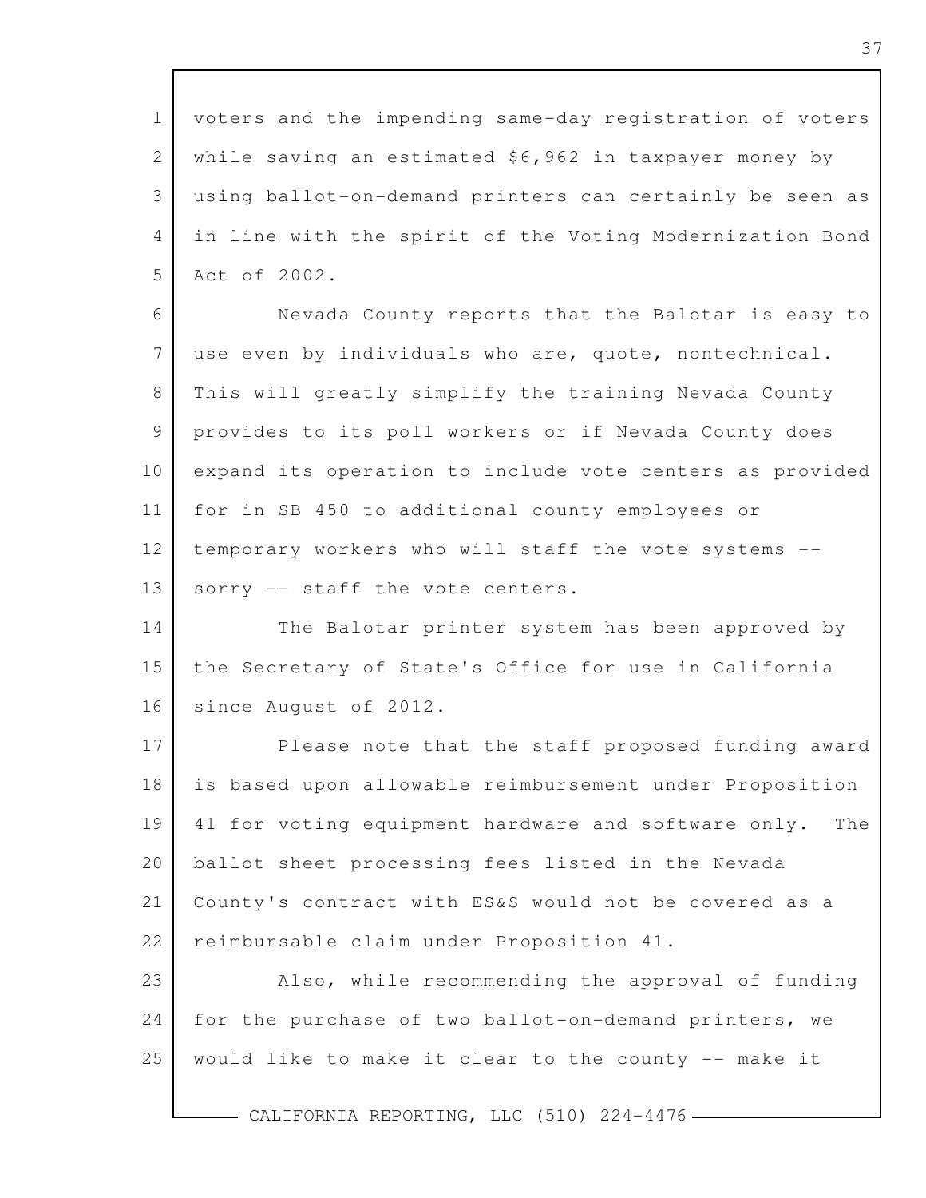voters and the impending same-day registration of voters while saving an estimated $6,962 in taxpayer money by using ballot-on-demand printers can certainly be seen as in line with the spirit of the Voting Modernization Bond Act of 2002.

Nevada County reports that the Balotar is easy to use even by individuals who are, quote, nontechnical. This will greatly simplify the training Nevada County provides to its poll workers or if Nevada County does expand its operation to include vote centers as provided for in SB 450 to additional county employees or temporary workers who will staff the vote systems -- sorry -- staff the vote centers.

The Balotar printer system has been approved by the Secretary of State's Office for use in California since August of 2012.

Please note that the staff proposed funding award is based upon allowable reimbursement under Proposition 41 for voting equipment hardware and software only. The ballot sheet processing fees listed in the Nevada County's contract with ES&S would not be covered as a reimbursable claim under Proposition 41.

Also, while recommending the approval of funding for the purchase of two ballot-on-demand printers, we would like to make it clear to the county -- make it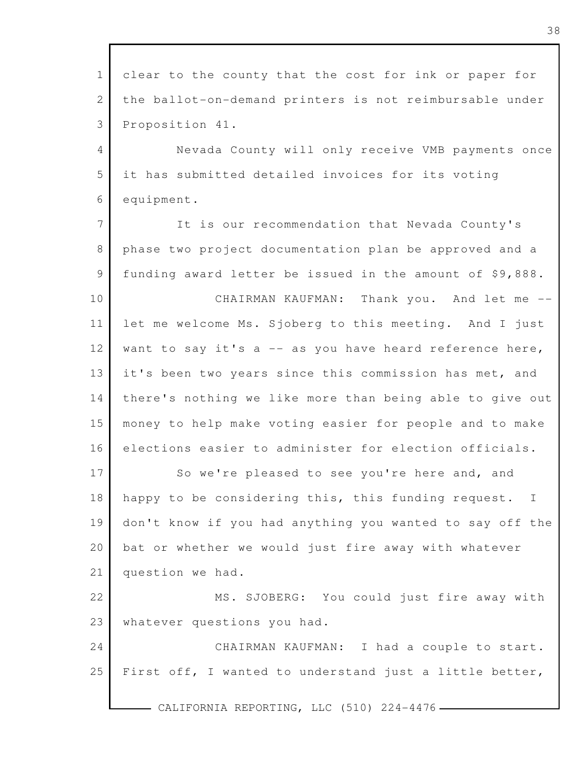clear to the county that the cost for ink or paper for the ballot-on-demand printers is not reimbursable under Proposition 41.

Nevada County will only receive VMB payments once it has submitted detailed invoices for its voting equipment.

It is our recommendation that Nevada County's phase two project documentation plan be approved and a funding award letter be issued in the amount of $9,888.

CHAIRMAN KAUFMAN: Thank you. And let me -- let me welcome Ms. Sjoberg to this meeting. And I just want to say it's a -- as you have heard reference here, it's been two years since this commission has met, and there's nothing we like more than being able to give out money to help make voting easier for people and to make elections easier to administer for election officials.

So we're pleased to see you're here and, and happy to be considering this, this funding request. I don't know if you had anything you wanted to say off the bat or whether we would just fire away with whatever question we had.

MS. SJOBERG: You could just fire away with whatever questions you had.

CHAIRMAN KAUFMAN: I had a couple to start. First off, I wanted to understand just a little better,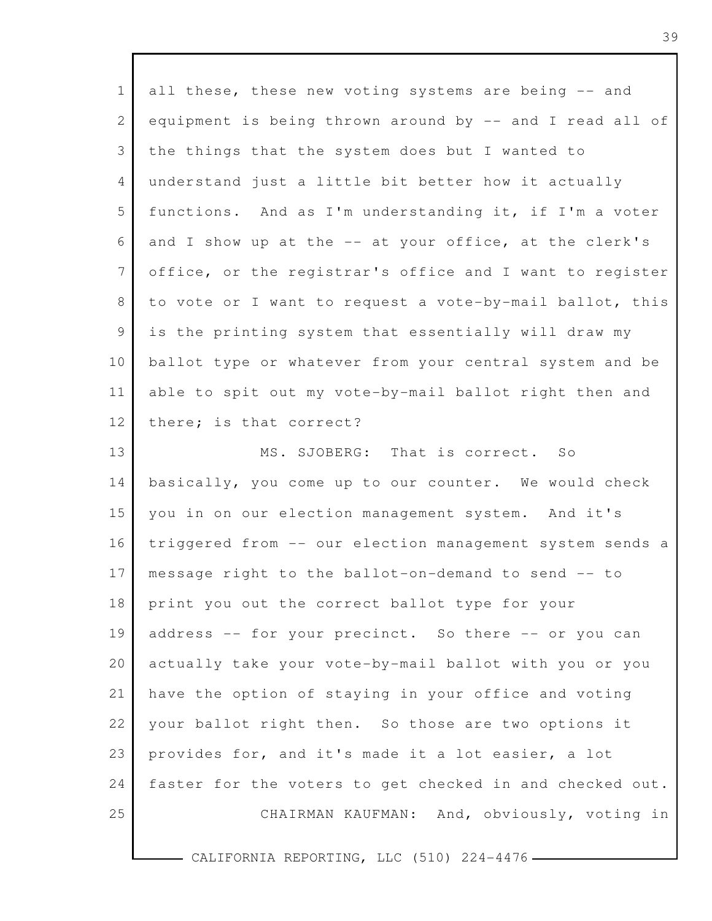all these, these new voting systems are being -- and equipment is being thrown around by -- and I read all of the things that the system does but I wanted to understand just a little bit better how it actually functions. And as I'm understanding it, if I'm a voter and I show up at the -- at your office, at the clerk's office, or the registrar's office and I want to register to vote or I want to request a vote-by-mail ballot, this is the printing system that essentially will draw my ballot type or whatever from your central system and be able to spit out my vote-by-mail ballot right then and there; is that correct?

MS. SJOBERG: That is correct. So basically, you come up to our counter. We would check you in on our election management system. And it's triggered from -- our election management system sends a message right to the ballot-on-demand to send -- to print you out the correct ballot type for your address -- for your precinct. So there -- or you can actually take your vote-by-mail ballot with you or you have the option of staying in your office and voting your ballot right then. So those are two options it provides for, and it's made it a lot easier, a lot faster for the voters to get checked in and checked out.

CHAIRMAN KAUFMAN: And, obviously, voting in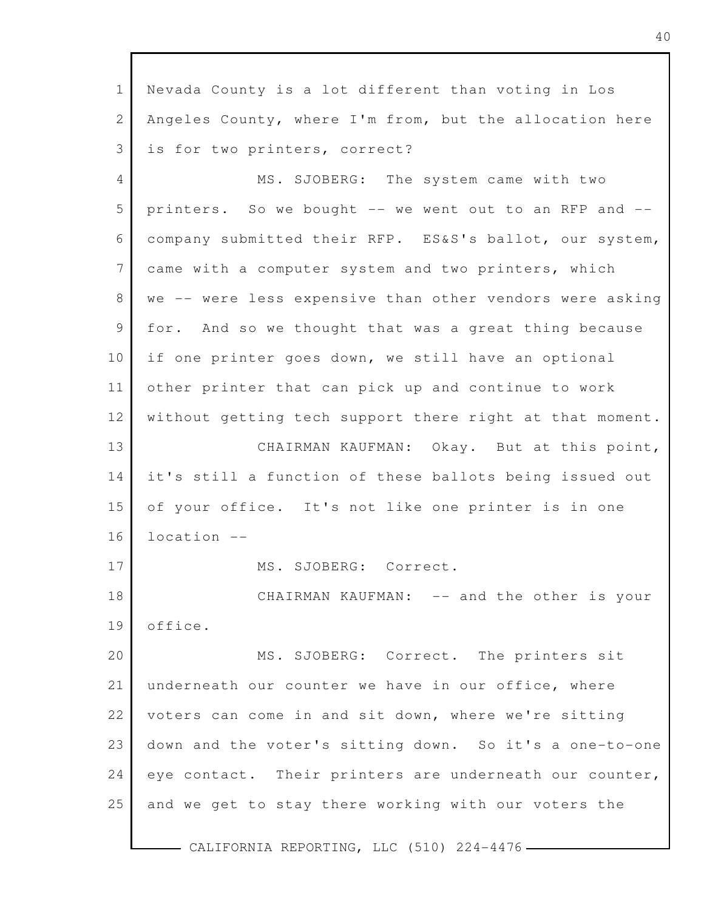Nevada County is a lot different than voting in Los Angeles County, where I'm from, but the allocation here is for two printers, correct?

MS. SJOBERG: The system came with two printers. So we bought -- we went out to an RFP and -- company submitted their RFP. ES&S's ballot, our system, came with a computer system and two printers, which we -- were less expensive than other vendors were asking for. And so we thought that was a great thing because if one printer goes down, we still have an optional other printer that can pick up and continue to work without getting tech support there right at that moment.

CHAIRMAN KAUFMAN: Okay. But at this point, it's still a function of these ballots being issued out of your office. It's not like one printer is in one location --

MS. SJOBERG: Correct.

CHAIRMAN KAUFMAN: -- and the other is your office.

MS. SJOBERG: Correct. The printers sit underneath our counter we have in our office, where voters can come in and sit down, where we're sitting down and the voter's sitting down. So it's a one-to-one eye contact. Their printers are underneath our counter, and we get to stay there working with our voters the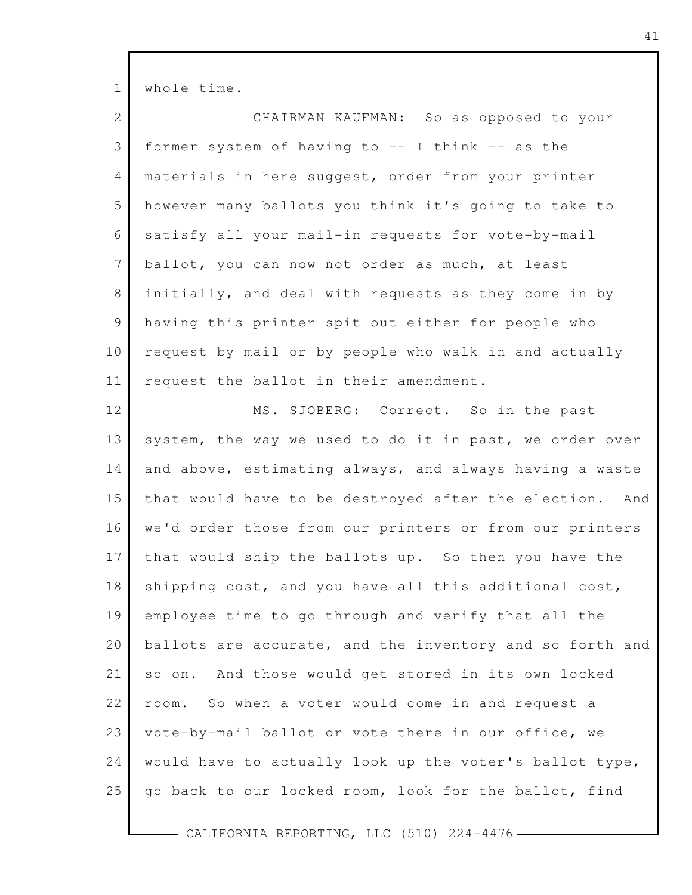whole time.

CHAIRMAN KAUFMAN: So as opposed to your former system of having to -- I think -- as the materials in here suggest, order from your printer however many ballots you think it's going to take to satisfy all your mail-in requests for vote-by-mail ballot, you can now not order as much, at least initially, and deal with requests as they come in by having this printer spit out either for people who request by mail or by people who walk in and actually request the ballot in their amendment.

MS. SJOBERG: Correct. So in the past system, the way we used to do it in past, we order over and above, estimating always, and always having a waste that would have to be destroyed after the election. And we'd order those from our printers or from our printers that would ship the ballots up. So then you have the shipping cost, and you have all this additional cost, employee time to go through and verify that all the ballots are accurate, and the inventory and so forth and so on. And those would get stored in its own locked room. So when a voter would come in and request a vote-by-mail ballot or vote there in our office, we would have to actually look up the voter's ballot type, go back to our locked room, look for the ballot, find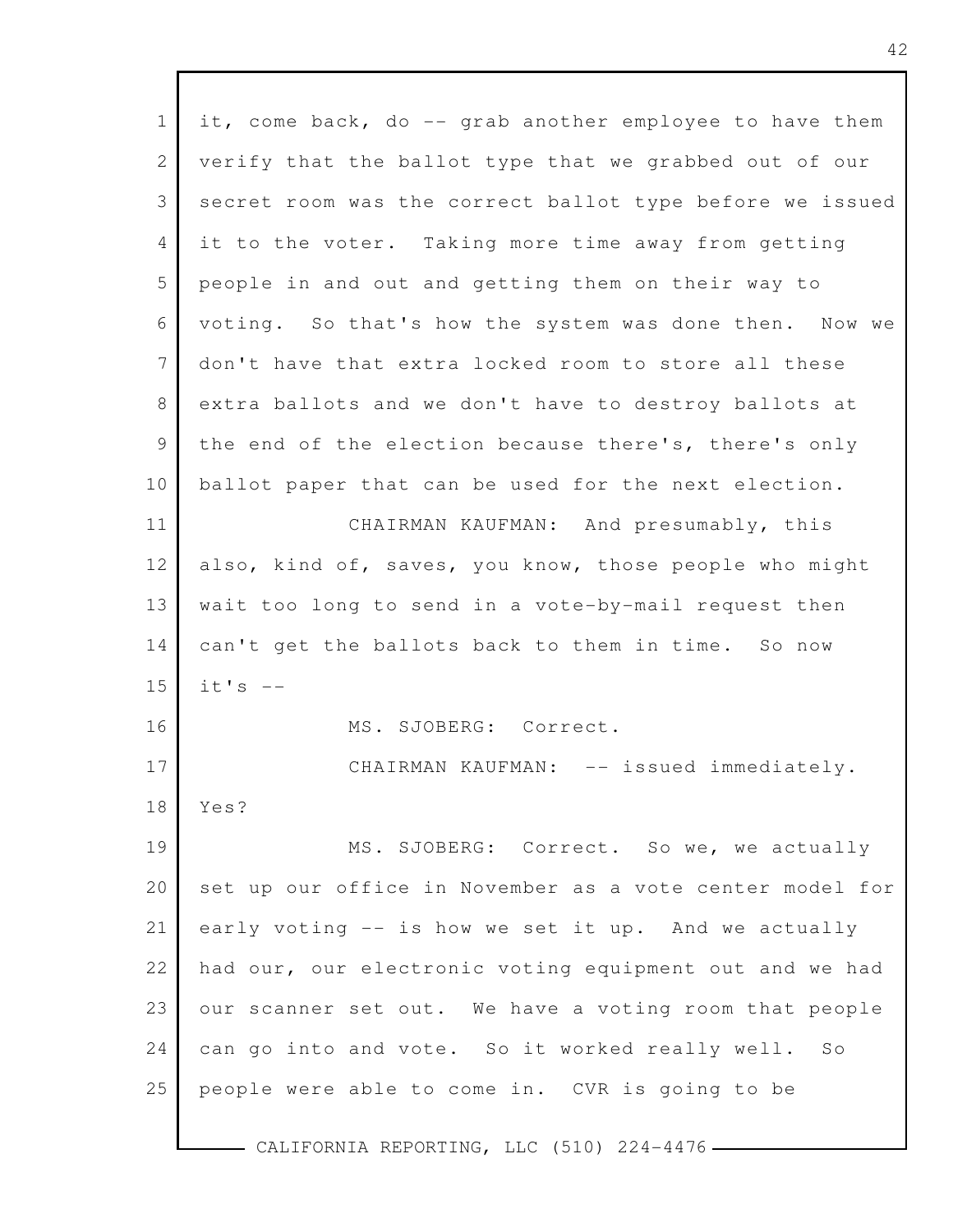it, come back, do -- grab another employee to have them verify that the ballot type that we grabbed out of our secret room was the correct ballot type before we issued it to the voter. Taking more time away from getting people in and out and getting them on their way to voting. So that's how the system was done then. Now we don't have that extra locked room to store all these extra ballots and we don't have to destroy ballots at the end of the election because there's, there's only ballot paper that can be used for the next election.

CHAIRMAN KAUFMAN: And presumably, this also, kind of, saves, you know, those people who might wait too long to send in a vote-by-mail request then can't get the ballots back to them in time. So now it's --

MS. SJOBERG: Correct.

CHAIRMAN KAUFMAN: -- issued immediately. Yes?

MS. SJOBERG: Correct. So we, we actually set up our office in November as a vote center model for early voting -- is how we set it up. And we actually had our, our electronic voting equipment out and we had our scanner set out. We have a voting room that people can go into and vote. So it worked really well. So people were able to come in. CVR is going to be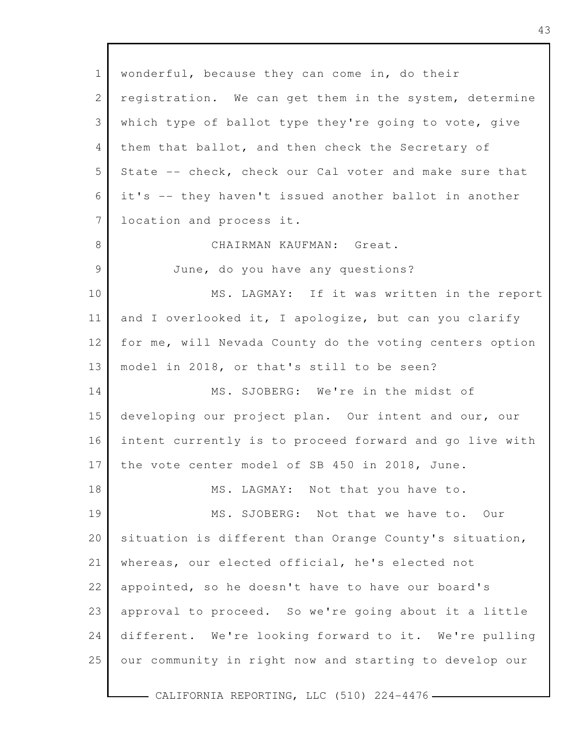wonderful, because they can come in, do their registration. We can get them in the system, determine which type of ballot type they're going to vote, give them that ballot, and then check the Secretary of State -- check, check our Cal voter and make sure that it's -- they haven't issued another ballot in another location and process it.

CHAIRMAN KAUFMAN: Great.

June, do you have any questions?

MS. LAGMAY: If it was written in the report and I overlooked it, I apologize, but can you clarify for me, will Nevada County do the voting centers option model in 2018, or that's still to be seen?

MS. SJOBERG: We're in the midst of developing our project plan. Our intent and our, our intent currently is to proceed forward and go live with the vote center model of SB 450 in 2018, June.

MS. LAGMAY: Not that you have to.

MS. SJOBERG: Not that we have to. Our situation is different than Orange County's situation, whereas, our elected official, he's elected not appointed, so he doesn't have to have our board's approval to proceed. So we're going about it a little different. We're looking forward to it. We're pulling our community in right now and starting to develop our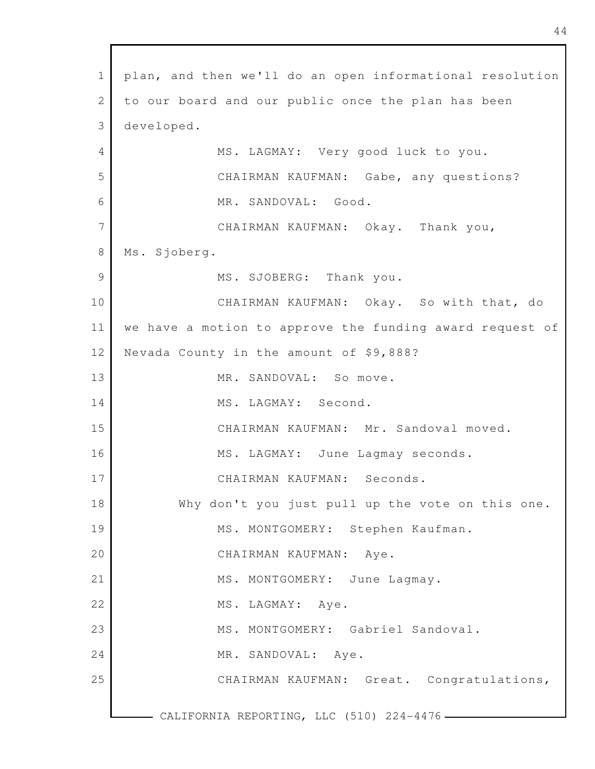plan, and then we'll do an open informational resolution to our board and our public once the plan has been developed.

MS. LAGMAY: Very good luck to you.

CHAIRMAN KAUFMAN: Gabe, any questions?

MR. SANDOVAL: Good.

CHAIRMAN KAUFMAN: Okay. Thank you, Ms. Sjoberg.

MS. SJOBERG: Thank you.

CHAIRMAN KAUFMAN: Okay. So with that, do we have a motion to approve the funding award request of Nevada County in the amount of $9,888?

MR. SANDOVAL: So move.

MS. LAGMAY: Second.

CHAIRMAN KAUFMAN: Mr. Sandoval moved.

MS. LAGMAY: June Lagmay seconds.

CHAIRMAN KAUFMAN: Seconds.

Why don't you just pull up the vote on this one.

MS. MONTGOMERY: Stephen Kaufman.

CHAIRMAN KAUFMAN: Aye.

MS. MONTGOMERY: June Lagmay.

MS. LAGMAY: Aye.

MS. MONTGOMERY: Gabriel Sandoval.

MR. SANDOVAL: Aye.

CHAIRMAN KAUFMAN: Great. Congratulations,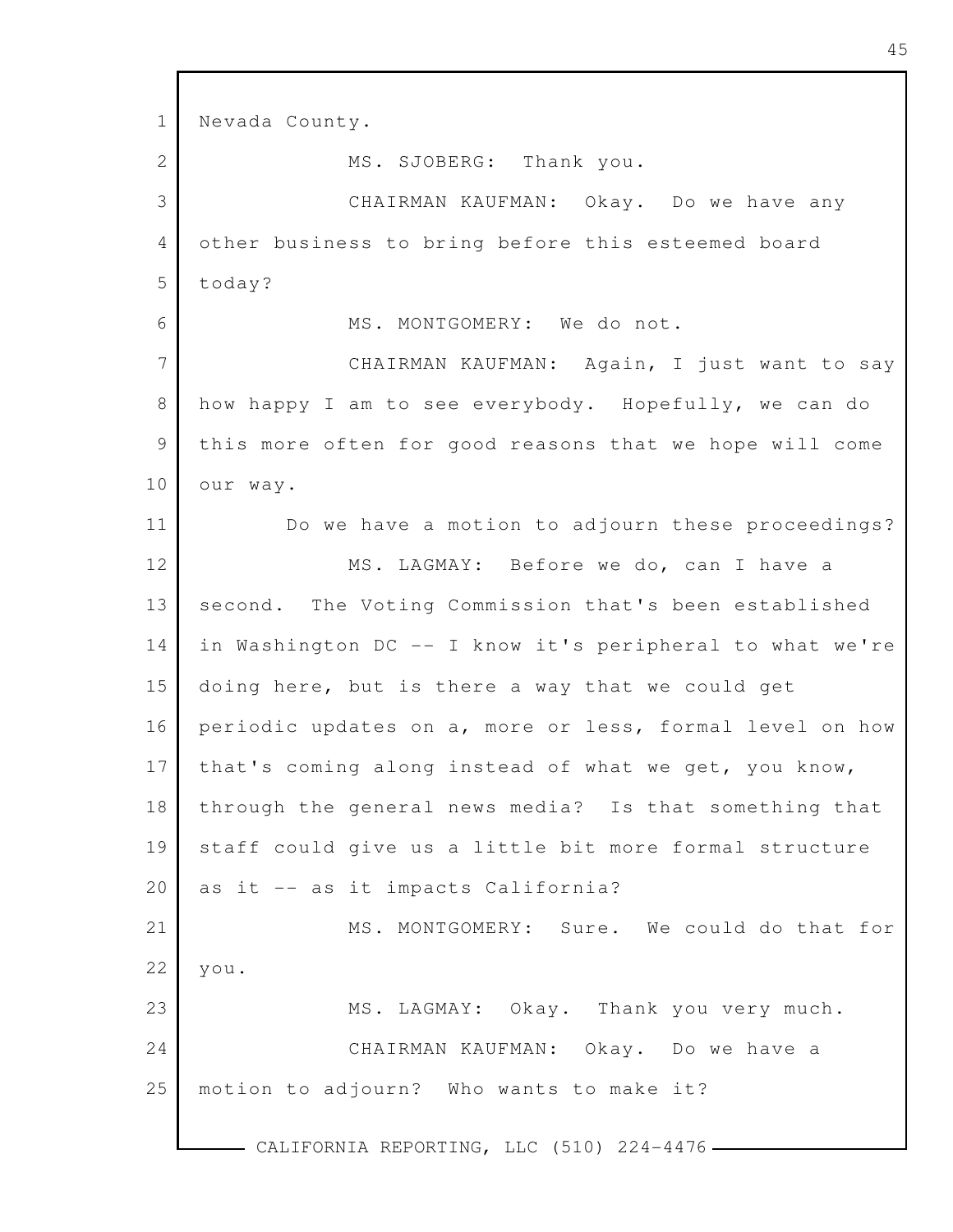Nevada County.

MS. SJOBERG: Thank you.

CHAIRMAN KAUFMAN: Okay. Do we have any other business to bring before this esteemed board today?

MS. MONTGOMERY: We do not.

CHAIRMAN KAUFMAN: Again, I just want to say how happy I am to see everybody. Hopefully, we can do this more often for good reasons that we hope will come our way.

Do we have a motion to adjourn these proceedings?

MS. LAGMAY: Before we do, can I have a second. The Voting Commission that's been established in Washington DC -- I know it's peripheral to what we're doing here, but is there a way that we could get periodic updates on a, more or less, formal level on how that's coming along instead of what we get, you know, through the general news media? Is that something that staff could give us a little bit more formal structure as it -- as it impacts California?

MS. MONTGOMERY: Sure. We could do that for you.

MS. LAGMAY: Okay. Thank you very much.

CHAIRMAN KAUFMAN: Okay. Do we have a motion to adjourn? Who wants to make it?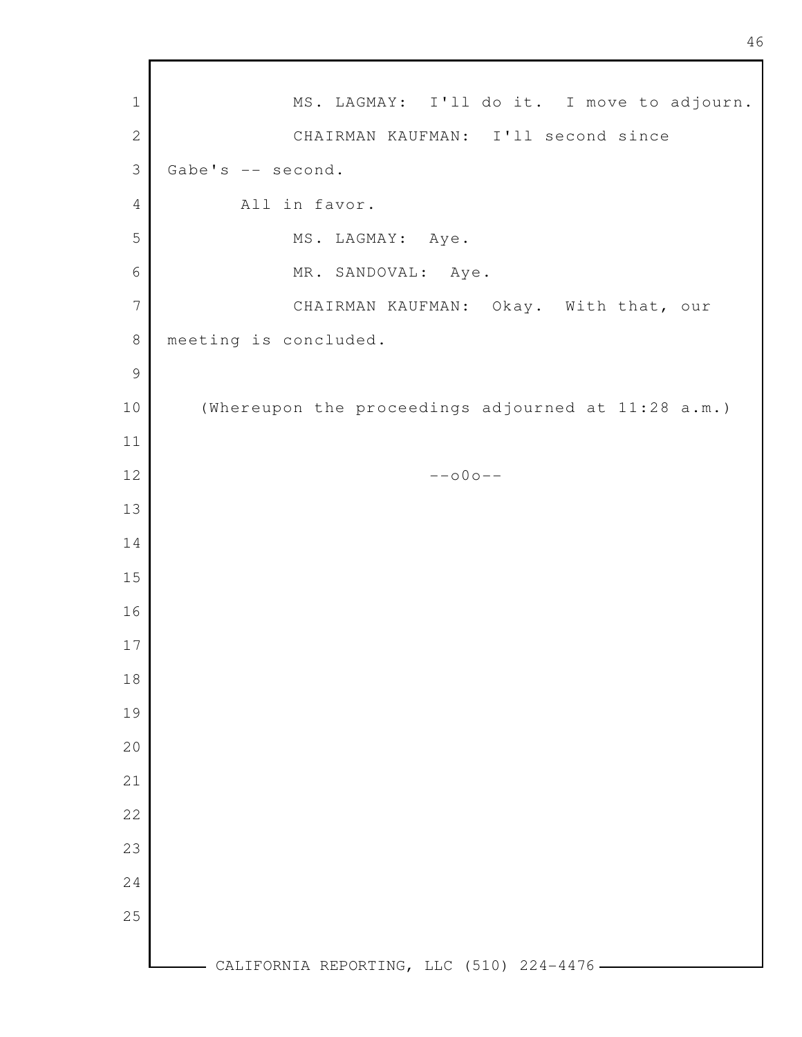MS. LAGMAY: I'll do it. I move to adjourn.

CHAIRMAN KAUFMAN: I'll second since Gabe's -- second.

All in favor.

MS. LAGMAY: Aye.

MR. SANDOVAL: Aye.

CHAIRMAN KAUFMAN: Okay. With that, our meeting is concluded.

(Whereupon the proceedings adjourned at 11:28 a.m.)

--o0o--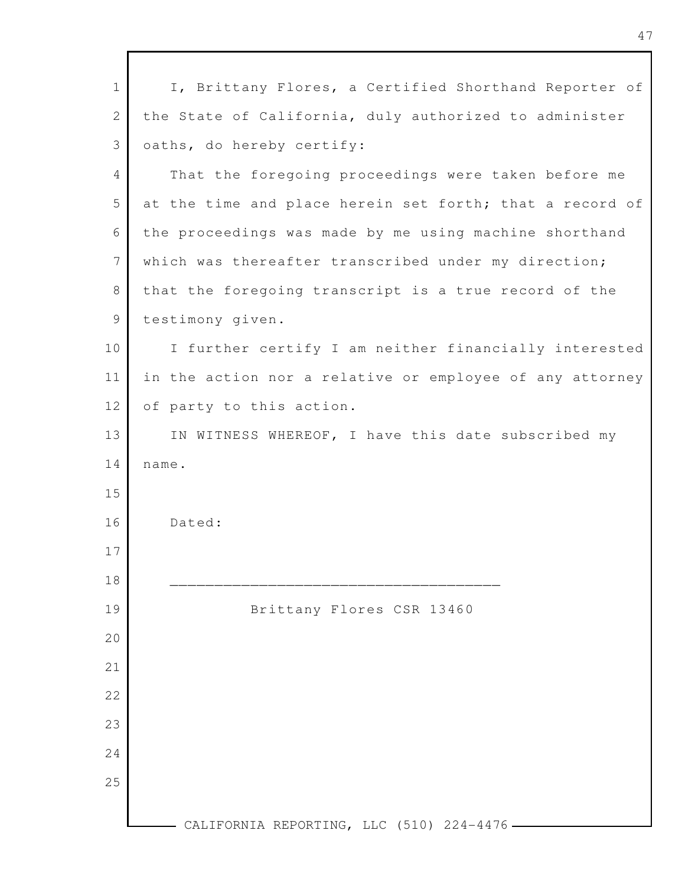I, Brittany Flores, a Certified Shorthand Reporter of the State of California, duly authorized to administer oaths, do hereby certify:

That the foregoing proceedings were taken before me at the time and place herein set forth; that a record of the proceedings was made by me using machine shorthand which was thereafter transcribed under my direction; that the foregoing transcript is a true record of the testimony given.

I further certify I am neither financially interested in the action nor a relative or employee of any attorney of party to this action.

IN WITNESS WHEREOF, I have this date subscribed my name.

Dated:

\_\_\_\_\_\_\_\_\_\_\_\_\_\_\_\_\_\_\_\_\_\_\_\_\_\_\_\_\_\_\_\_\_\_\_\_\_

Brittany Flores CSR 13460